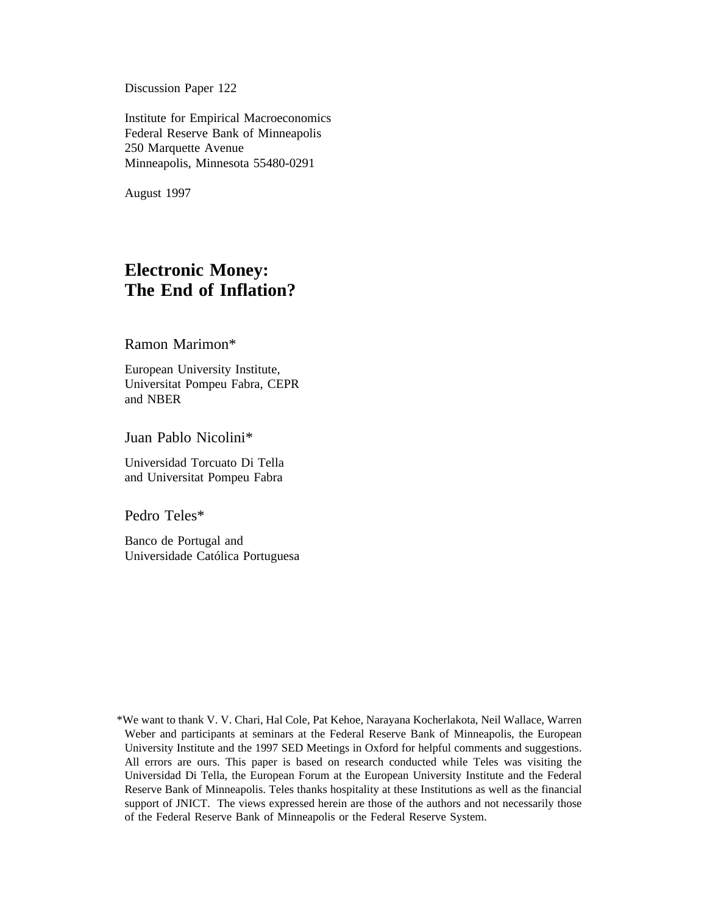Discussion Paper 122

Institute for Empirical Macroeconomics
Federal Reserve Bank of Minneapolis
250 Marquette Avenue
Minneapolis, Minnesota 55480-0291

August 1997

# Electronic Money: The End of Inflation?

Ramon Marimon*

European University Institute,
Universitat Pompeu Fabra, CEPR
and NBER

Juan Pablo Nicolini*

Universidad Torcuato Di Tella
and Universitat Pompeu Fabra

Pedro Teles*

Banco de Portugal and
Universidade Católica Portuguesa

*We want to thank V. V. Chari, Hal Cole, Pat Kehoe, Narayana Kocherlakota, Neil Wallace, Warren Weber and participants at seminars at the Federal Reserve Bank of Minneapolis, the European University Institute and the 1997 SED Meetings in Oxford for helpful comments and suggestions. All errors are ours. This paper is based on research conducted while Teles was visiting the Universidad Di Tella, the European Forum at the European University Institute and the Federal Reserve Bank of Minneapolis. Teles thanks hospitality at these Institutions as well as the financial support of JNICT. The views expressed herein are those of the authors and not necessarily those of the Federal Reserve Bank of Minneapolis or the Federal Reserve System.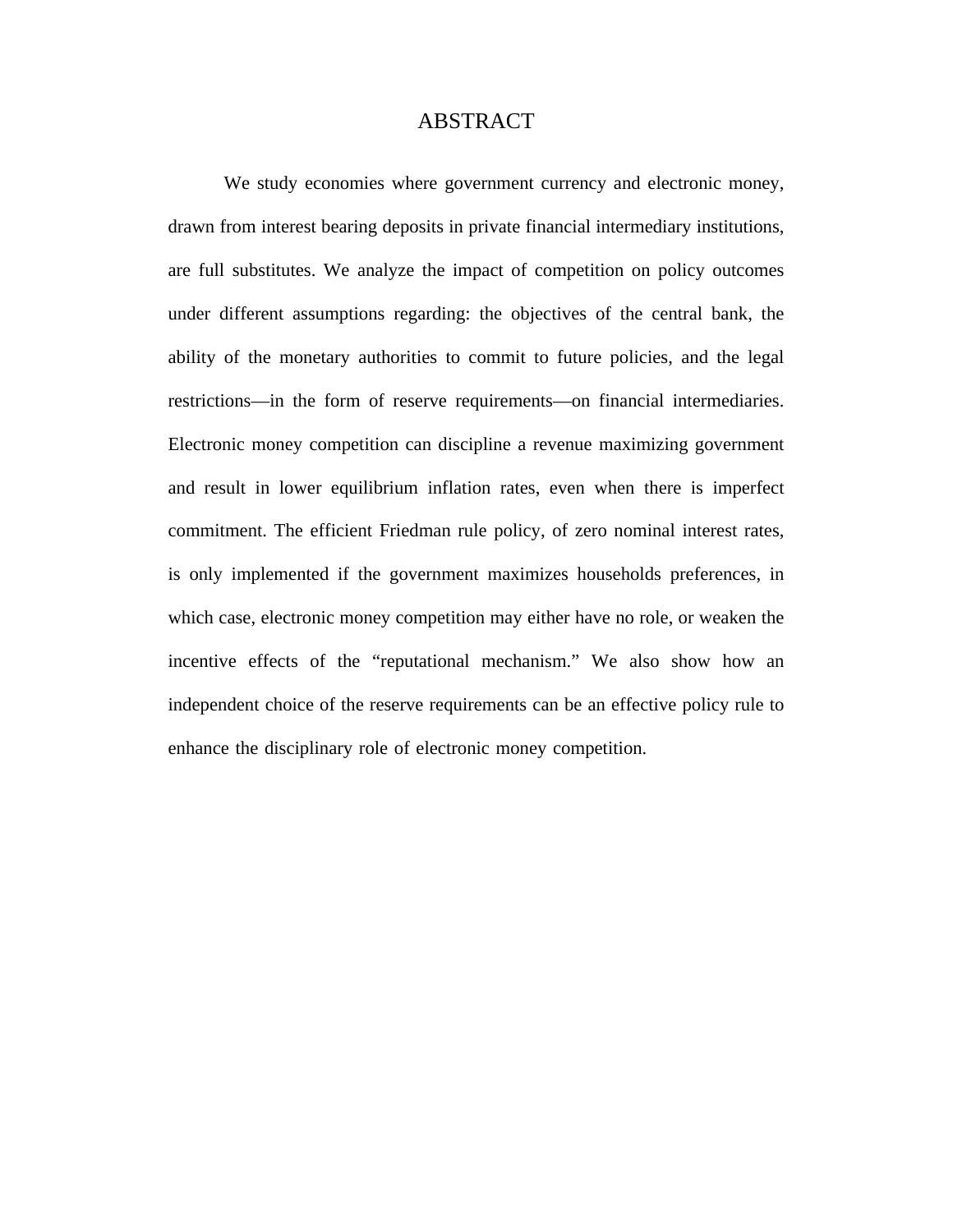# ABSTRACT

We study economies where government currency and electronic money, drawn from interest bearing deposits in private financial intermediary institutions, are full substitutes. We analyze the impact of competition on policy outcomes under different assumptions regarding: the objectives of the central bank, the ability of the monetary authorities to commit to future policies, and the legal restrictions—in the form of reserve requirements—on financial intermediaries. Electronic money competition can discipline a revenue maximizing government and result in lower equilibrium inflation rates, even when there is imperfect commitment. The efficient Friedman rule policy, of zero nominal interest rates, is only implemented if the government maximizes households preferences, in which case, electronic money competition may either have no role, or weaken the incentive effects of the "reputational mechanism." We also show how an independent choice of the reserve requirements can be an effective policy rule to enhance the disciplinary role of electronic money competition.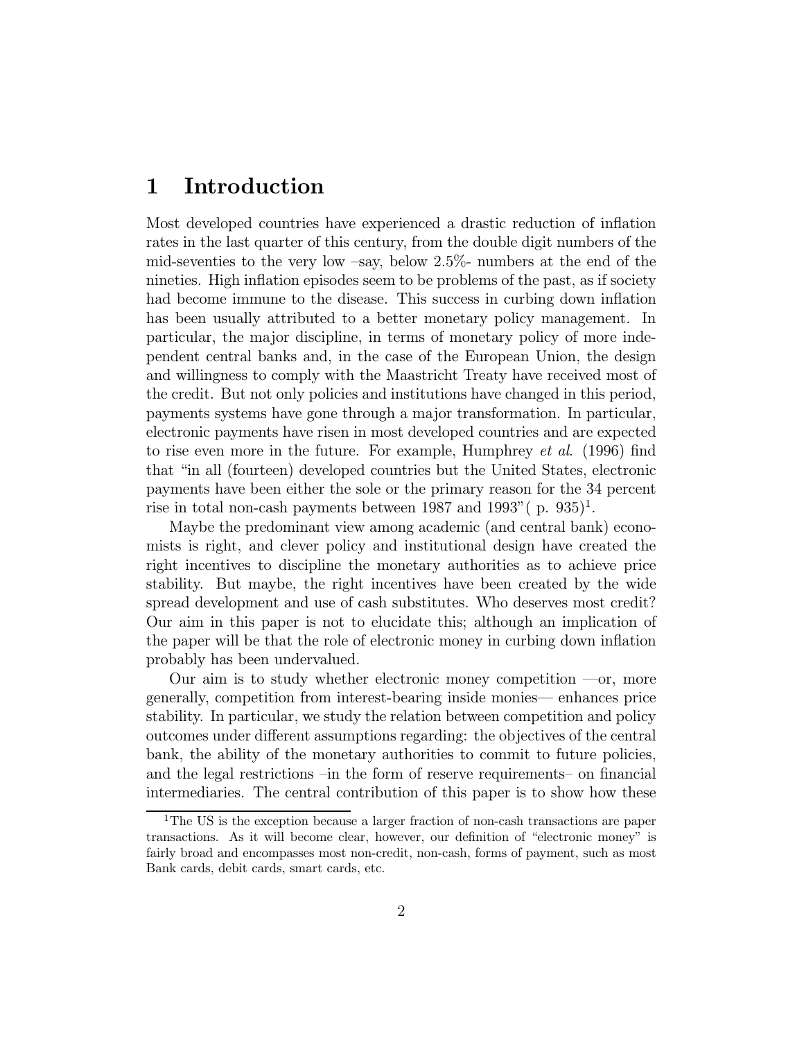# 1 Introduction

Most developed countries have experienced a drastic reduction of inflation rates in the last quarter of this century, from the double digit numbers of the mid-seventies to the very low –say, below 2.5%- numbers at the end of the nineties. High inflation episodes seem to be problems of the past, as if society had become immune to the disease. This success in curbing down inflation has been usually attributed to a better monetary policy management. In particular, the major discipline, in terms of monetary policy of more independent central banks and, in the case of the European Union, the design and willingness to comply with the Maastricht Treaty have received most of the credit. But not only policies and institutions have changed in this period, payments systems have gone through a major transformation. In particular, electronic payments have risen in most developed countries and are expected to rise even more in the future. For example, Humphrey *et al*. (1996) find that "in all (fourteen) developed countries but the United States, electronic payments have been either the sole or the primary reason for the 34 percent rise in total non-cash payments between 1987 and 1993"( p. 935)[1].

Maybe the predominant view among academic (and central bank) economists is right, and clever policy and institutional design have created the right incentives to discipline the monetary authorities as to achieve price stability. But maybe, the right incentives have been created by the wide spread development and use of cash substitutes. Who deserves most credit? Our aim in this paper is not to elucidate this; although an implication of the paper will be that the role of electronic money in curbing down inflation probably has been undervalued.

Our aim is to study whether electronic money competition —or, more generally, competition from interest-bearing inside monies— enhances price stability. In particular, we study the relation between competition and policy outcomes under different assumptions regarding: the objectives of the central bank, the ability of the monetary authorities to commit to future policies, and the legal restrictions –in the form of reserve requirements– on financial intermediaries. The central contribution of this paper is to show how these

[1] The US is the exception because a larger fraction of non-cash transactions are paper transactions. As it will become clear, however, our definition of "electronic money" is fairly broad and encompasses most non-credit, non-cash, forms of payment, such as most Bank cards, debit cards, smart cards, etc.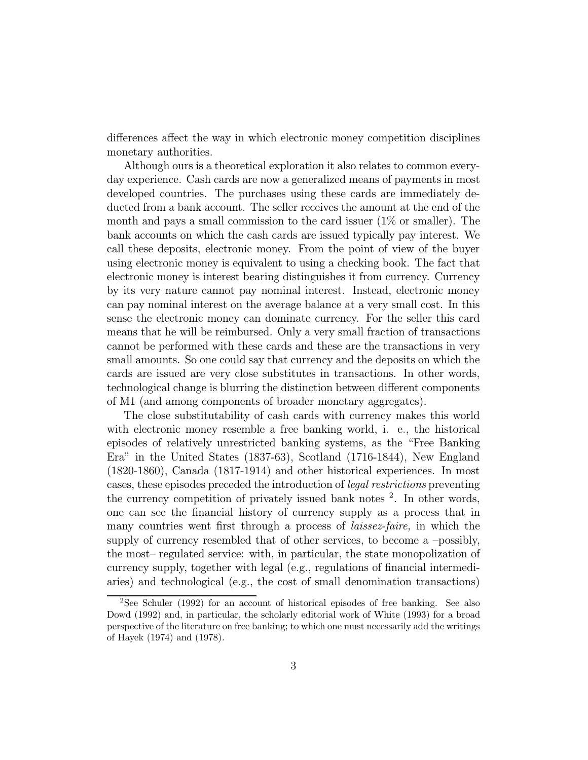differences affect the way in which electronic money competition disciplines monetary authorities.

Although ours is a theoretical exploration it also relates to common everyday experience. Cash cards are now a generalized means of payments in most developed countries. The purchases using these cards are immediately deducted from a bank account. The seller receives the amount at the end of the month and pays a small commission to the card issuer (1% or smaller). The bank accounts on which the cash cards are issued typically pay interest. We call these deposits, electronic money. From the point of view of the buyer using electronic money is equivalent to using a checking book. The fact that electronic money is interest bearing distinguishes it from currency. Currency by its very nature cannot pay nominal interest. Instead, electronic money can pay nominal interest on the average balance at a very small cost. In this sense the electronic money can dominate currency. For the seller this card means that he will be reimbursed. Only a very small fraction of transactions cannot be performed with these cards and these are the transactions in very small amounts. So one could say that currency and the deposits on which the cards are issued are very close substitutes in transactions. In other words, technological change is blurring the distinction between different components of M1 (and among components of broader monetary aggregates).

The close substitutability of cash cards with currency makes this world with electronic money resemble a free banking world, i. e., the historical episodes of relatively unrestricted banking systems, as the "Free Banking Era" in the United States (1837-63), Scotland (1716-1844), New England (1820-1860), Canada (1817-1914) and other historical experiences. In most cases, these episodes preceded the introduction of *legal restrictions* preventing the currency competition of privately issued bank notes [2]. In other words, one can see the financial history of currency supply as a process that in many countries went first through a process of *laissez-faire,* in which the supply of currency resembled that of other services, to become a –possibly, the most– regulated service: with, in particular, the state monopolization of currency supply, together with legal (e.g., regulations of financial intermediaries) and technological (e.g., the cost of small denomination transactions)

[2] See Schuler (1992) for an account of historical episodes of free banking. See also Dowd (1992) and, in particular, the scholarly editorial work of White (1993) for a broad perspective of the literature on free banking; to which one must necessarily add the writings of Hayek (1974) and (1978).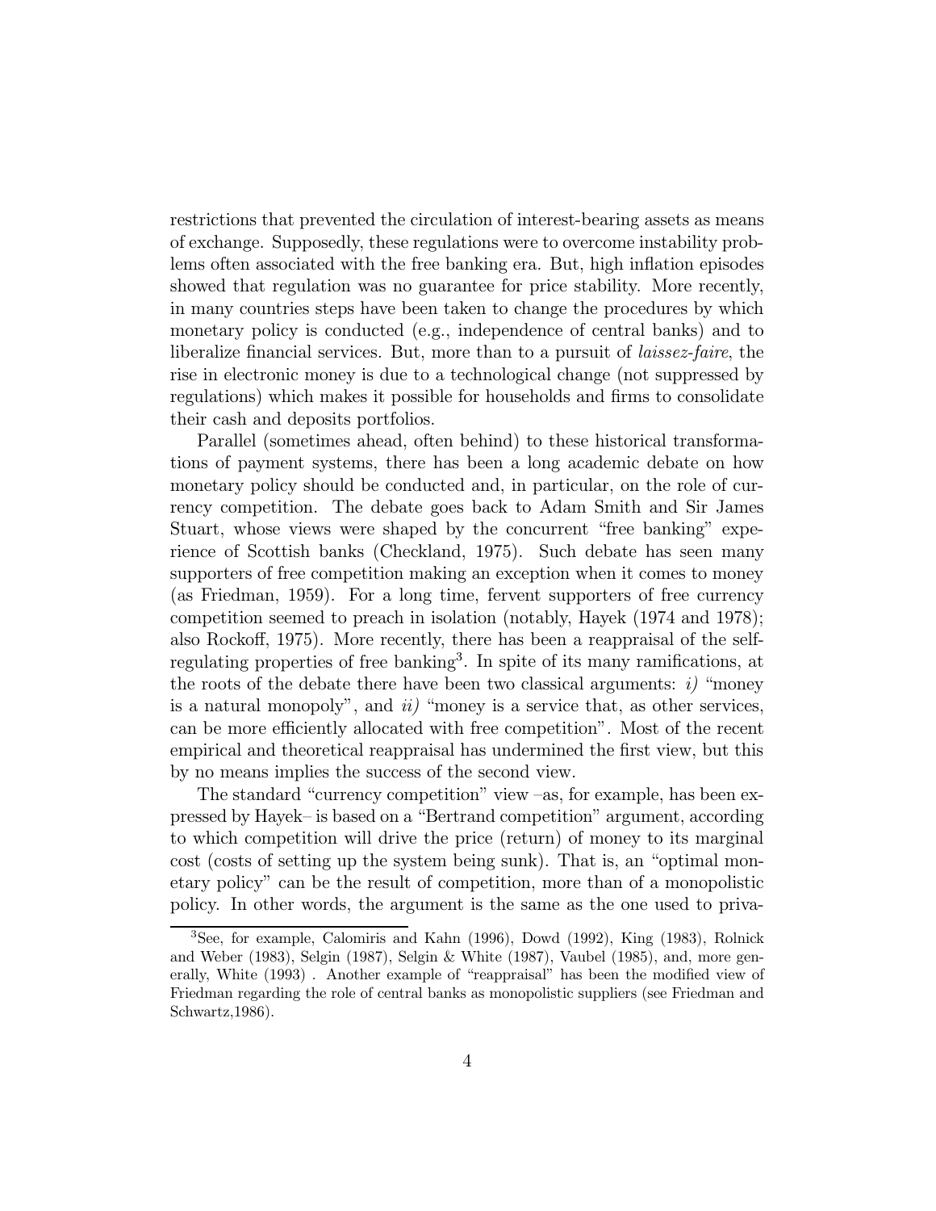restrictions that prevented the circulation of interest-bearing assets as means of exchange. Supposedly, these regulations were to overcome instability problems often associated with the free banking era. But, high inflation episodes showed that regulation was no guarantee for price stability. More recently, in many countries steps have been taken to change the procedures by which monetary policy is conducted (e.g., independence of central banks) and to liberalize financial services. But, more than to a pursuit of *laissez-faire*, the rise in electronic money is due to a technological change (not suppressed by regulations) which makes it possible for households and firms to consolidate their cash and deposits portfolios.

Parallel (sometimes ahead, often behind) to these historical transformations of payment systems, there has been a long academic debate on how monetary policy should be conducted and, in particular, on the role of currency competition. The debate goes back to Adam Smith and Sir James Stuart, whose views were shaped by the concurrent "free banking" experience of Scottish banks (Checkland, 1975). Such debate has seen many supporters of free competition making an exception when it comes to money (as Friedman, 1959). For a long time, fervent supporters of free currency competition seemed to preach in isolation (notably, Hayek (1974 and 1978); also Rockoff, 1975). More recently, there has been a reappraisal of the self-regulating properties of free banking[3]. In spite of its many ramifications, at the roots of the debate there have been two classical arguments: *i)* "money is a natural monopoly", and *ii)* "money is a service that, as other services, can be more efficiently allocated with free competition". Most of the recent empirical and theoretical reappraisal has undermined the first view, but this by no means implies the success of the second view.

The standard "currency competition" view –as, for example, has been expressed by Hayek– is based on a "Bertrand competition" argument, according to which competition will drive the price (return) of money to its marginal cost (costs of setting up the system being sunk). That is, an "optimal monetary policy" can be the result of competition, more than of a monopolistic policy. In other words, the argument is the same as the one used to priva-

[3]See, for example, Calomiris and Kahn (1996), Dowd (1992), King (1983), Rolnick and Weber (1983), Selgin (1987), Selgin & White (1987), Vaubel (1985), and, more generally, White (1993) . Another example of "reappraisal" has been the modified view of Friedman regarding the role of central banks as monopolistic suppliers (see Friedman and Schwartz,1986).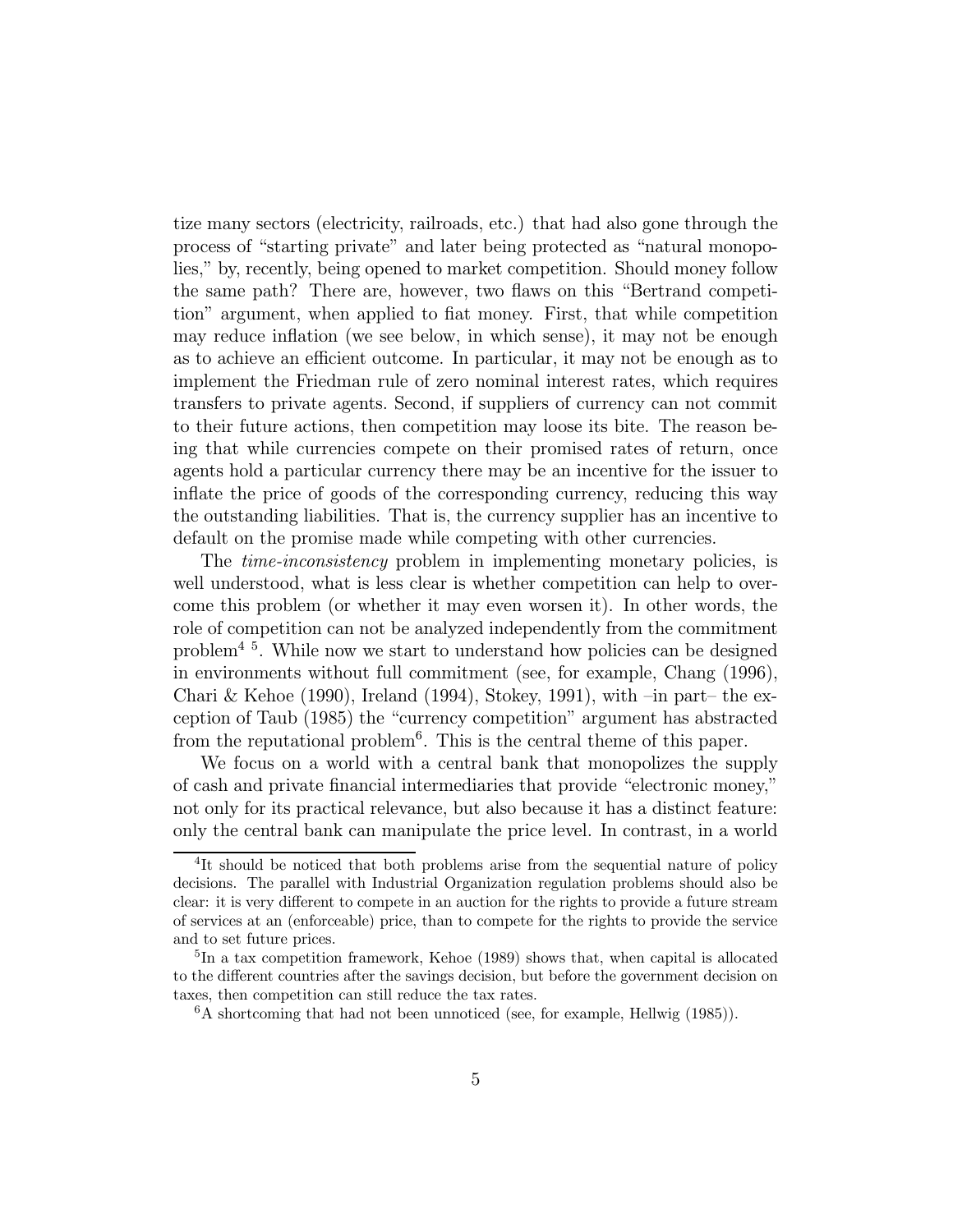tize many sectors (electricity, railroads, etc.) that had also gone through the process of "starting private" and later being protected as "natural monopolies," by, recently, being opened to market competition. Should money follow the same path? There are, however, two flaws on this "Bertrand competition" argument, when applied to fiat money. First, that while competition may reduce inflation (we see below, in which sense), it may not be enough as to achieve an efficient outcome. In particular, it may not be enough as to implement the Friedman rule of zero nominal interest rates, which requires transfers to private agents. Second, if suppliers of currency can not commit to their future actions, then competition may loose its bite. The reason being that while currencies compete on their promised rates of return, once agents hold a particular currency there may be an incentive for the issuer to inflate the price of goods of the corresponding currency, reducing this way the outstanding liabilities. That is, the currency supplier has an incentive to default on the promise made while competing with other currencies.

The *time-inconsistency* problem in implementing monetary policies, is well understood, what is less clear is whether competition can help to overcome this problem (or whether it may even worsen it). In other words, the role of competition can not be analyzed independently from the commitment problem[4] [5]. While now we start to understand how policies can be designed in environments without full commitment (see, for example, Chang (1996), Chari & Kehoe (1990), Ireland (1994), Stokey, 1991), with –in part– the exception of Taub (1985) the "currency competition" argument has abstracted from the reputational problem[6]. This is the central theme of this paper.

We focus on a world with a central bank that monopolizes the supply of cash and private financial intermediaries that provide "electronic money," not only for its practical relevance, but also because it has a distinct feature: only the central bank can manipulate the price level. In contrast, in a world

[4] It should be noticed that both problems arise from the sequential nature of policy decisions. The parallel with Industrial Organization regulation problems should also be clear: it is very different to compete in an auction for the rights to provide a future stream of services at an (enforceable) price, than to compete for the rights to provide the service and to set future prices.

[5] In a tax competition framework, Kehoe (1989) shows that, when capital is allocated to the different countries after the savings decision, but before the government decision on taxes, then competition can still reduce the tax rates.

[6] A shortcoming that had not been unnoticed (see, for example, Hellwig (1985)).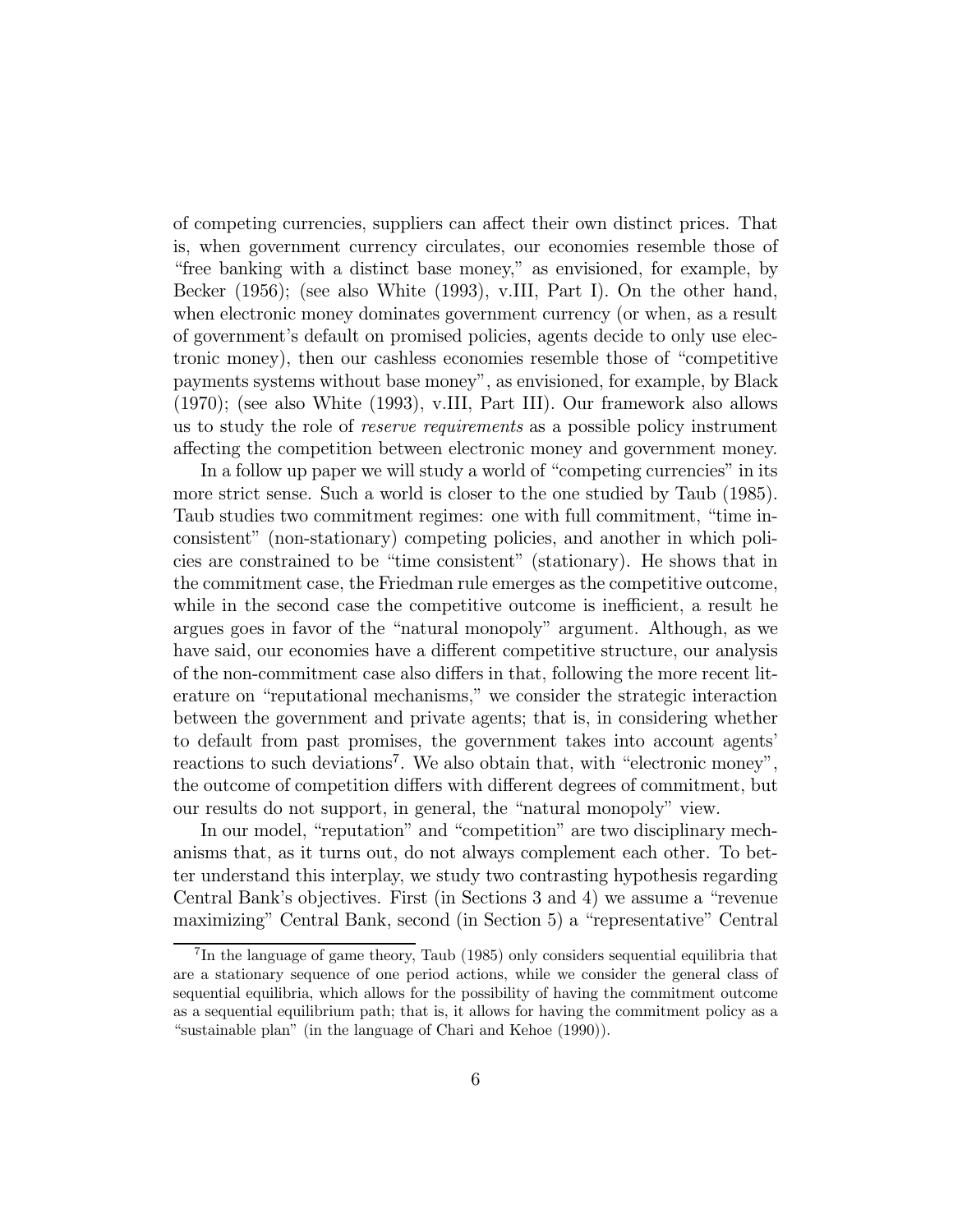of competing currencies, suppliers can affect their own distinct prices. That is, when government currency circulates, our economies resemble those of "free banking with a distinct base money," as envisioned, for example, by Becker (1956); (see also White (1993), v.III, Part I). On the other hand, when electronic money dominates government currency (or when, as a result of government's default on promised policies, agents decide to only use electronic money), then our cashless economies resemble those of "competitive payments systems without base money", as envisioned, for example, by Black (1970); (see also White (1993), v.III, Part III). Our framework also allows us to study the role of *reserve requirements* as a possible policy instrument affecting the competition between electronic money and government money.

In a follow up paper we will study a world of "competing currencies" in its more strict sense. Such a world is closer to the one studied by Taub (1985). Taub studies two commitment regimes: one with full commitment, "time inconsistent" (non-stationary) competing policies, and another in which policies are constrained to be "time consistent" (stationary). He shows that in the commitment case, the Friedman rule emerges as the competitive outcome, while in the second case the competitive outcome is inefficient, a result he argues goes in favor of the "natural monopoly" argument. Although, as we have said, our economies have a different competitive structure, our analysis of the non-commitment case also differs in that, following the more recent literature on "reputational mechanisms," we consider the strategic interaction between the government and private agents; that is, in considering whether to default from past promises, the government takes into account agents' reactions to such deviations[7]. We also obtain that, with "electronic money", the outcome of competition differs with different degrees of commitment, but our results do not support, in general, the "natural monopoly" view.

In our model, "reputation" and "competition" are two disciplinary mechanisms that, as it turns out, do not always complement each other. To better understand this interplay, we study two contrasting hypothesis regarding Central Bank's objectives. First (in Sections 3 and 4) we assume a "revenue maximizing" Central Bank, second (in Section 5) a "representative" Central

[7] In the language of game theory, Taub (1985) only considers sequential equilibria that are a stationary sequence of one period actions, while we consider the general class of sequential equilibria, which allows for the possibility of having the commitment outcome as a sequential equilibrium path; that is, it allows for having the commitment policy as a "sustainable plan" (in the language of Chari and Kehoe (1990)).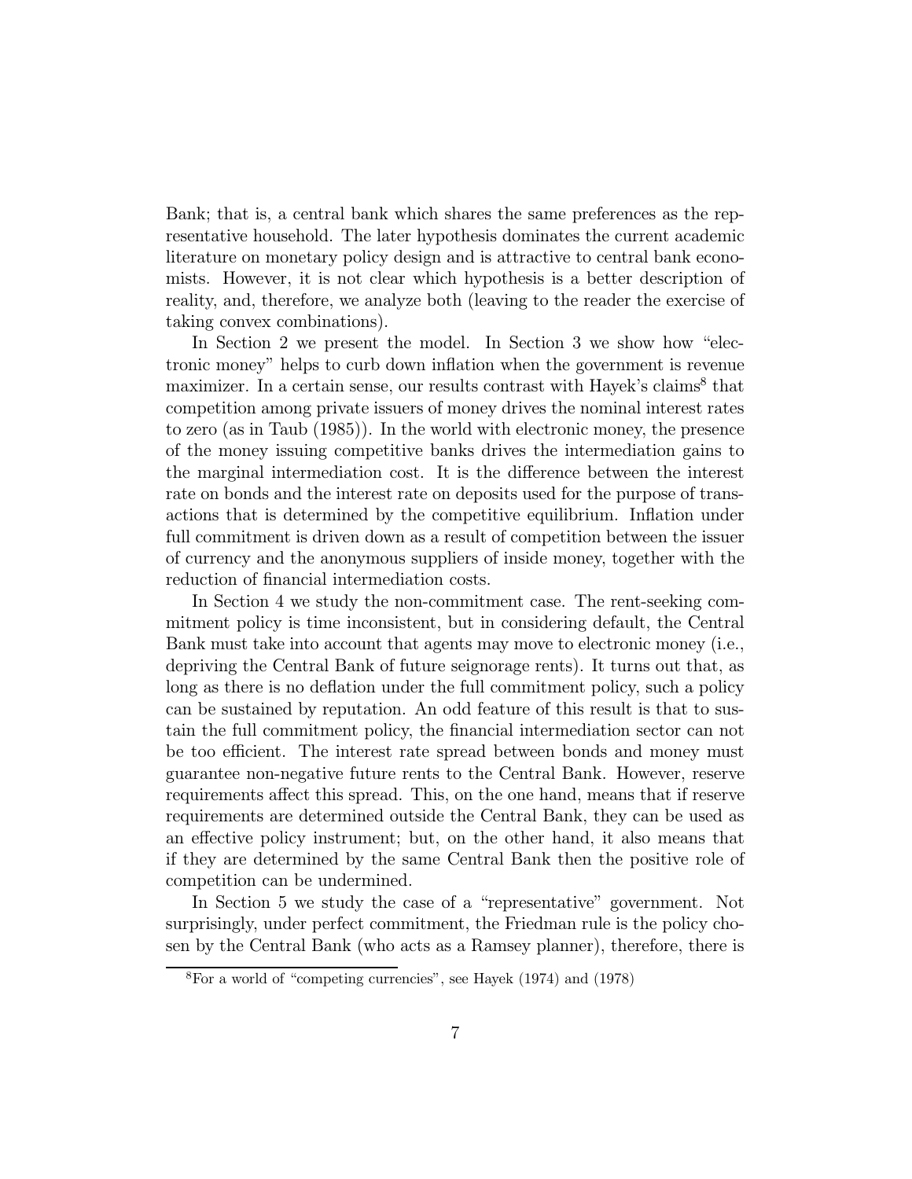Bank; that is, a central bank which shares the same preferences as the representative household. The later hypothesis dominates the current academic literature on monetary policy design and is attractive to central bank economists. However, it is not clear which hypothesis is a better description of reality, and, therefore, we analyze both (leaving to the reader the exercise of taking convex combinations).

In Section 2 we present the model. In Section 3 we show how "electronic money" helps to curb down inflation when the government is revenue maximizer. In a certain sense, our results contrast with Hayek's claims[8] that competition among private issuers of money drives the nominal interest rates to zero (as in Taub (1985)). In the world with electronic money, the presence of the money issuing competitive banks drives the intermediation gains to the marginal intermediation cost. It is the difference between the interest rate on bonds and the interest rate on deposits used for the purpose of transactions that is determined by the competitive equilibrium. Inflation under full commitment is driven down as a result of competition between the issuer of currency and the anonymous suppliers of inside money, together with the reduction of financial intermediation costs.

In Section 4 we study the non-commitment case. The rent-seeking commitment policy is time inconsistent, but in considering default, the Central Bank must take into account that agents may move to electronic money (i.e., depriving the Central Bank of future seignorage rents). It turns out that, as long as there is no deflation under the full commitment policy, such a policy can be sustained by reputation. An odd feature of this result is that to sustain the full commitment policy, the financial intermediation sector can not be too efficient. The interest rate spread between bonds and money must guarantee non-negative future rents to the Central Bank. However, reserve requirements affect this spread. This, on the one hand, means that if reserve requirements are determined outside the Central Bank, they can be used as an effective policy instrument; but, on the other hand, it also means that if they are determined by the same Central Bank then the positive role of competition can be undermined.

In Section 5 we study the case of a "representative" government. Not surprisingly, under perfect commitment, the Friedman rule is the policy chosen by the Central Bank (who acts as a Ramsey planner), therefore, there is

[8] For a world of "competing currencies", see Hayek (1974) and (1978)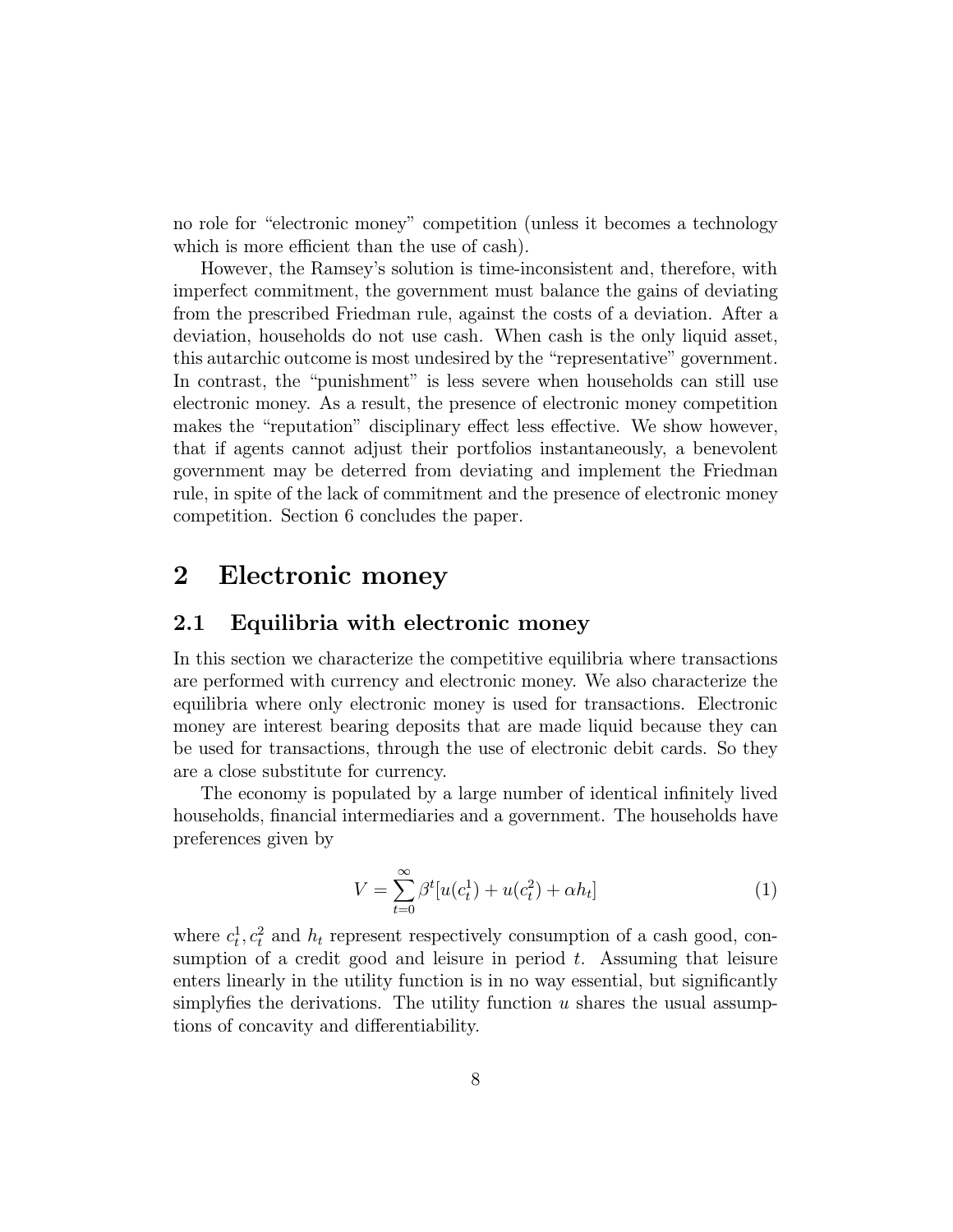no role for "electronic money" competition (unless it becomes a technology which is more efficient than the use of cash).

However, the Ramsey's solution is time-inconsistent and, therefore, with imperfect commitment, the government must balance the gains of deviating from the prescribed Friedman rule, against the costs of a deviation. After a deviation, households do not use cash. When cash is the only liquid asset, this autarchic outcome is most undesired by the "representative" government. In contrast, the "punishment" is less severe when households can still use electronic money. As a result, the presence of electronic money competition makes the "reputation" disciplinary effect less effective. We show however, that if agents cannot adjust their portfolios instantaneously, a benevolent government may be deterred from deviating and implement the Friedman rule, in spite of the lack of commitment and the presence of electronic money competition. Section 6 concludes the paper.

# 2 Electronic money

## 2.1 Equilibria with electronic money

In this section we characterize the competitive equilibria where transactions are performed with currency and electronic money. We also characterize the equilibria where only electronic money is used for transactions. Electronic money are interest bearing deposits that are made liquid because they can be used for transactions, through the use of electronic debit cards. So they are a close substitute for currency.

The economy is populated by a large number of identical infinitely lived households, financial intermediaries and a government. The households have preferences given by

$$V = \sum_{t=0}^{\infty} \beta^t [u(c_t^1) + u(c_t^2) + \alpha h_t] \tag{1}$$

where $c_t^1, c_t^2$ and $h_t$ represent respectively consumption of a cash good, consumption of a credit good and leisure in period $t$. Assuming that leisure enters linearly in the utility function is in no way essential, but significantly simplyfies the derivations. The utility function $u$ shares the usual assumptions of concavity and differentiability.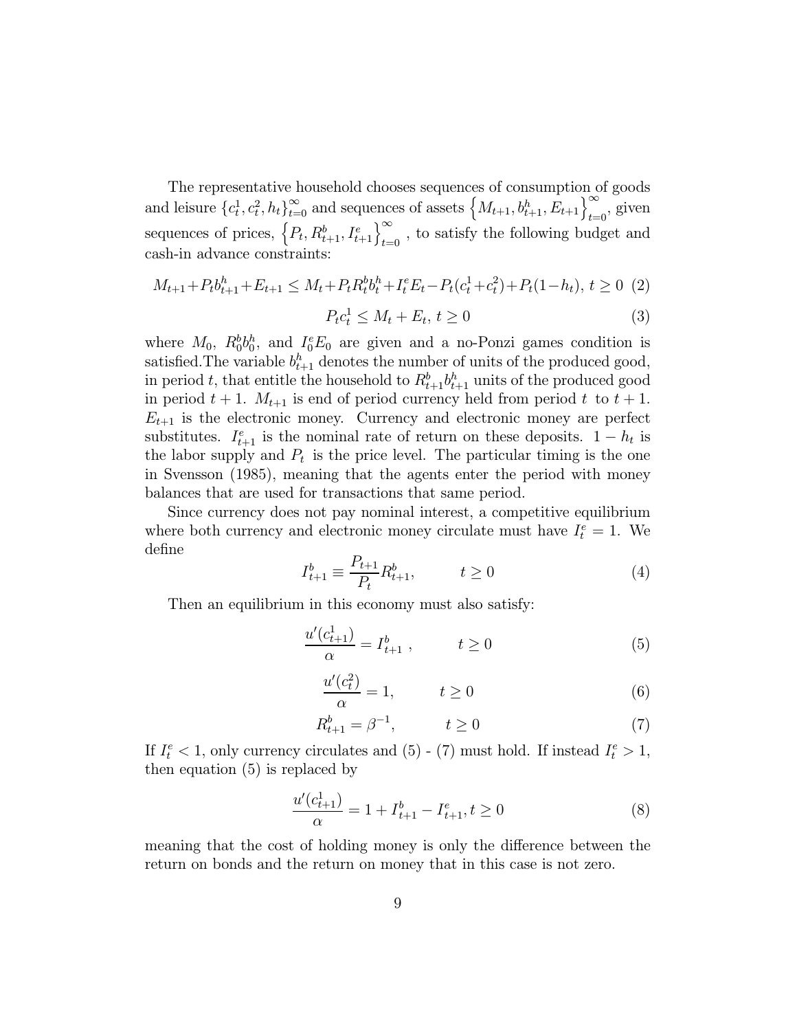The representative household chooses sequences of consumption of goods and leisure $\{c_t^1, c_t^2, h_t\}_{t=0}^{\infty}$ and sequences of assets $\left\{M_{t+1}, b_{t+1}^h, E_{t+1}\right\}_{t=0}^{\infty}$, given sequences of prices, $\left\{P_t, R_{t+1}^b, I_{t+1}^e\right\}_{t=0}^{\infty}$ , to satisfy the following budget and cash-in advance constraints:

$$M_{t+1}+P_t b_{t+1}^h+E_{t+1} \leq M_t+P_t R_t^b b_t^h+I_t^e E_t-P_t(c_t^1+c_t^2)+P_t(1-h_t),\ t \geq 0 \quad (2)$$

$$P_t c_t^1 \leq M_t + E_t,\ t \geq 0 \quad (3)$$

where $M_0$, $R_0^b b_0^h$, and $I_0^e E_0$ are given and a no-Ponzi games condition is satisfied.The variable $b_{t+1}^h$ denotes the number of units of the produced good, in period $t$, that entitle the household to $R_{t+1}^b b_{t+1}^h$ units of the produced good in period $t+1$. $M_{t+1}$ is end of period currency held from period $t$ to $t+1$. $E_{t+1}$ is the electronic money. Currency and electronic money are perfect substitutes. $I_{t+1}^e$ is the nominal rate of return on these deposits. $1-h_t$ is the labor supply and $P_t$ is the price level. The particular timing is the one in Svensson (1985), meaning that the agents enter the period with money balances that are used for transactions that same period.

Since currency does not pay nominal interest, a competitive equilibrium where both currency and electronic money circulate must have $I_t^e = 1$. We define

$$I_{t+1}^b \equiv \frac{P_{t+1}}{P_t} R_{t+1}^b, \qquad t \geq 0 \quad (4)$$

Then an equilibrium in this economy must also satisfy:

$$\frac{u'(c_{t+1}^1)}{\alpha} = I_{t+1}^b\ , \qquad t \geq 0 \quad (5)$$

$$\frac{u'(c_t^2)}{\alpha} = 1, \qquad t \geq 0 \quad (6)$$

$$R_{t+1}^b = \beta^{-1}, \qquad t \geq 0 \quad (7)$$

If $I_t^e < 1$, only currency circulates and (5) - (7) must hold. If instead $I_t^e > 1$, then equation (5) is replaced by

$$\frac{u'(c_{t+1}^1)}{\alpha} = 1 + I_{t+1}^b - I_{t+1}^e, t \geq 0 \quad (8)$$

meaning that the cost of holding money is only the difference between the return on bonds and the return on money that in this case is not zero.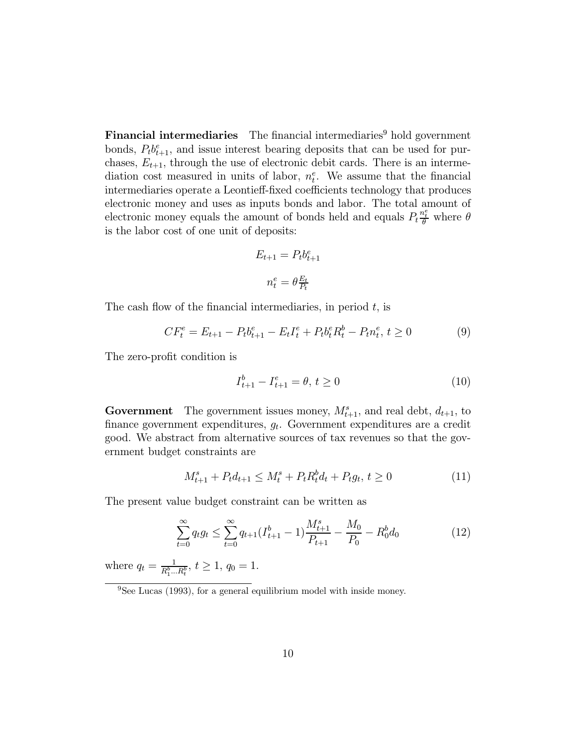**Financial intermediaries** The financial intermediaries[9] hold government bonds, $P_t b^e_{t+1}$, and issue interest bearing deposits that can be used for purchases, $E_{t+1}$, through the use of electronic debit cards. There is an intermediation cost measured in units of labor, $n^e_t$. We assume that the financial intermediaries operate a Leontieff-fixed coefficients technology that produces electronic money and uses as inputs bonds and labor. The total amount of electronic money equals the amount of bonds held and equals $P_t \frac{n^e_t}{\theta}$ where $\theta$ is the labor cost of one unit of deposits:

$$E_{t+1} = P_t b^e_{t+1}$$

$$n^e_t = \theta \tfrac{E_t}{P_t}$$

The cash flow of the financial intermediaries, in period $t$, is

$$CF^e_t = E_{t+1} - P_t b^e_{t+1} - E_t I^e_t + P_t b^e_t R^b_t - P_t n^e_t,\ t \geq 0 \tag{9}$$

The zero-profit condition is

$$I^b_{t+1} - I^e_{t+1} = \theta,\ t \geq 0 \tag{10}$$

**Government** The government issues money, $M^s_{t+1}$, and real debt, $d_{t+1}$, to finance government expenditures, $g_t$. Government expenditures are a credit good. We abstract from alternative sources of tax revenues so that the government budget constraints are

$$M^s_{t+1} + P_t d_{t+1} \leq M^s_t + P_t R^b_t d_t + P_t g_t,\ t \geq 0 \tag{11}$$

The present value budget constraint can be written as

$$\sum_{t=0}^{\infty} q_t g_t \leq \sum_{t=0}^{\infty} q_{t+1} (I^b_{t+1} - 1) \frac{M^s_{t+1}}{P_{t+1}} - \frac{M_0}{P_0} - R^b_0 d_0 \tag{12}$$

where $q_t = \frac{1}{R^b_1 \dots R^b_t}$, $t \geq 1$, $q_0 = 1$.

[9] See Lucas (1993), for a general equilibrium model with inside money.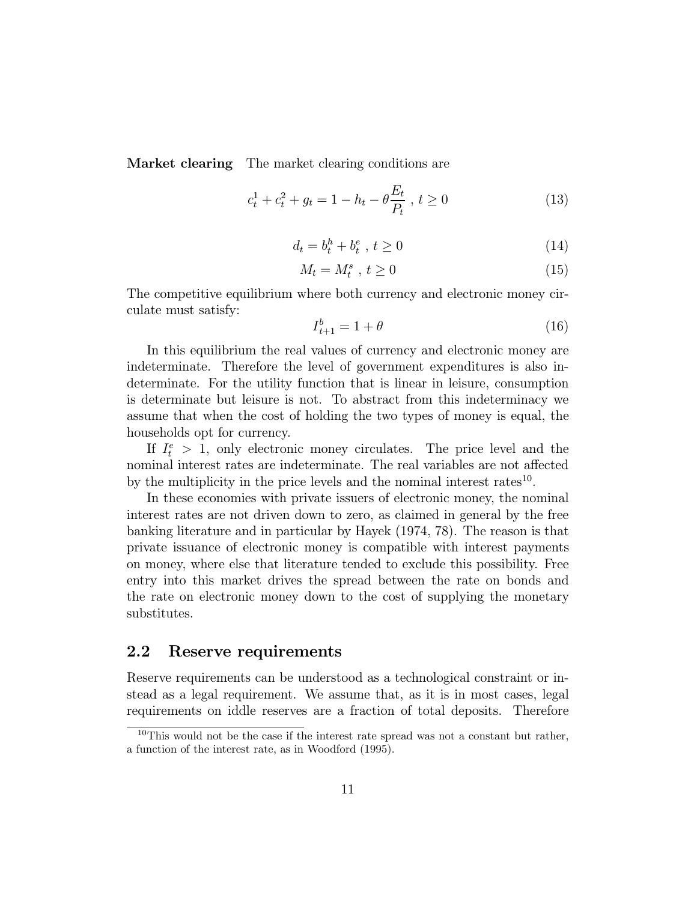**Market clearing** The market clearing conditions are

$$c_t^1 + c_t^2 + g_t = 1 - h_t - \theta \frac{E_t}{P_t} \; , \; t \geq 0 \tag{13}$$

$$d_t = b_t^h + b_t^e \; , \; t \geq 0 \tag{14}$$

$$M_t = M_t^s \; , \; t \geq 0 \tag{15}$$

The competitive equilibrium where both currency and electronic money circulate must satisfy:

$$I_{t+1}^b = 1 + \theta \tag{16}$$

In this equilibrium the real values of currency and electronic money are indeterminate. Therefore the level of government expenditures is also indeterminate. For the utility function that is linear in leisure, consumption is determinate but leisure is not. To abstract from this indeterminacy we assume that when the cost of holding the two types of money is equal, the households opt for currency.

If $I_t^e > 1$, only electronic money circulates. The price level and the nominal interest rates are indeterminate. The real variables are not affected by the multiplicity in the price levels and the nominal interest rates[10].

In these economies with private issuers of electronic money, the nominal interest rates are not driven down to zero, as claimed in general by the free banking literature and in particular by Hayek (1974, 78). The reason is that private issuance of electronic money is compatible with interest payments on money, where else that literature tended to exclude this possibility. Free entry into this market drives the spread between the rate on bonds and the rate on electronic money down to the cost of supplying the monetary substitutes.

## 2.2 Reserve requirements

Reserve requirements can be understood as a technological constraint or instead as a legal requirement. We assume that, as it is in most cases, legal requirements on iddle reserves are a fraction of total deposits. Therefore

[10] This would not be the case if the interest rate spread was not a constant but rather, a function of the interest rate, as in Woodford (1995).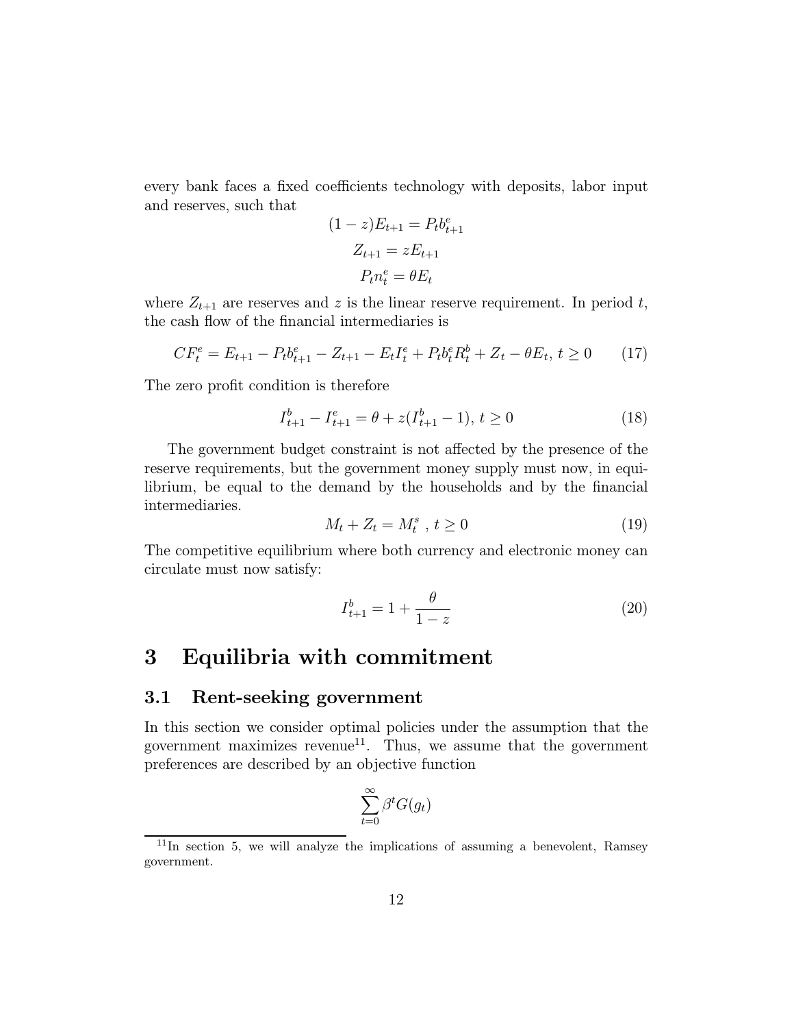every bank faces a fixed coefficients technology with deposits, labor input and reserves, such that

$$(1-z)E_{t+1} = P_t b^e_{t+1}$$

$$Z_{t+1} = zE_{t+1}$$

$$P_t n^e_t = \theta E_t$$

where $Z_{t+1}$ are reserves and $z$ is the linear reserve requirement. In period $t$, the cash flow of the financial intermediaries is

$$CF^e_t = E_{t+1} - P_t b^e_{t+1} - Z_{t+1} - E_t I^e_t + P_t b^e_t R^b_t + Z_t - \theta E_t,\ t \geq 0 \tag{17}$$

The zero profit condition is therefore

$$I^b_{t+1} - I^e_{t+1} = \theta + z(I^b_{t+1} - 1),\ t \geq 0 \tag{18}$$

The government budget constraint is not affected by the presence of the reserve requirements, but the government money supply must now, in equilibrium, be equal to the demand by the households and by the financial intermediaries.

$$M_t + Z_t = M^s_t\ ,\ t \geq 0 \tag{19}$$

The competitive equilibrium where both currency and electronic money can circulate must now satisfy:

$$I^b_{t+1} = 1 + \frac{\theta}{1-z} \tag{20}$$

# 3 Equilibria with commitment

## 3.1 Rent-seeking government

In this section we consider optimal policies under the assumption that the government maximizes revenue[11]. Thus, we assume that the government preferences are described by an objective function

$$\sum_{t=0}^{\infty} \beta^t G(g_t)$$

[11] In section 5, we will analyze the implications of assuming a benevolent, Ramsey government.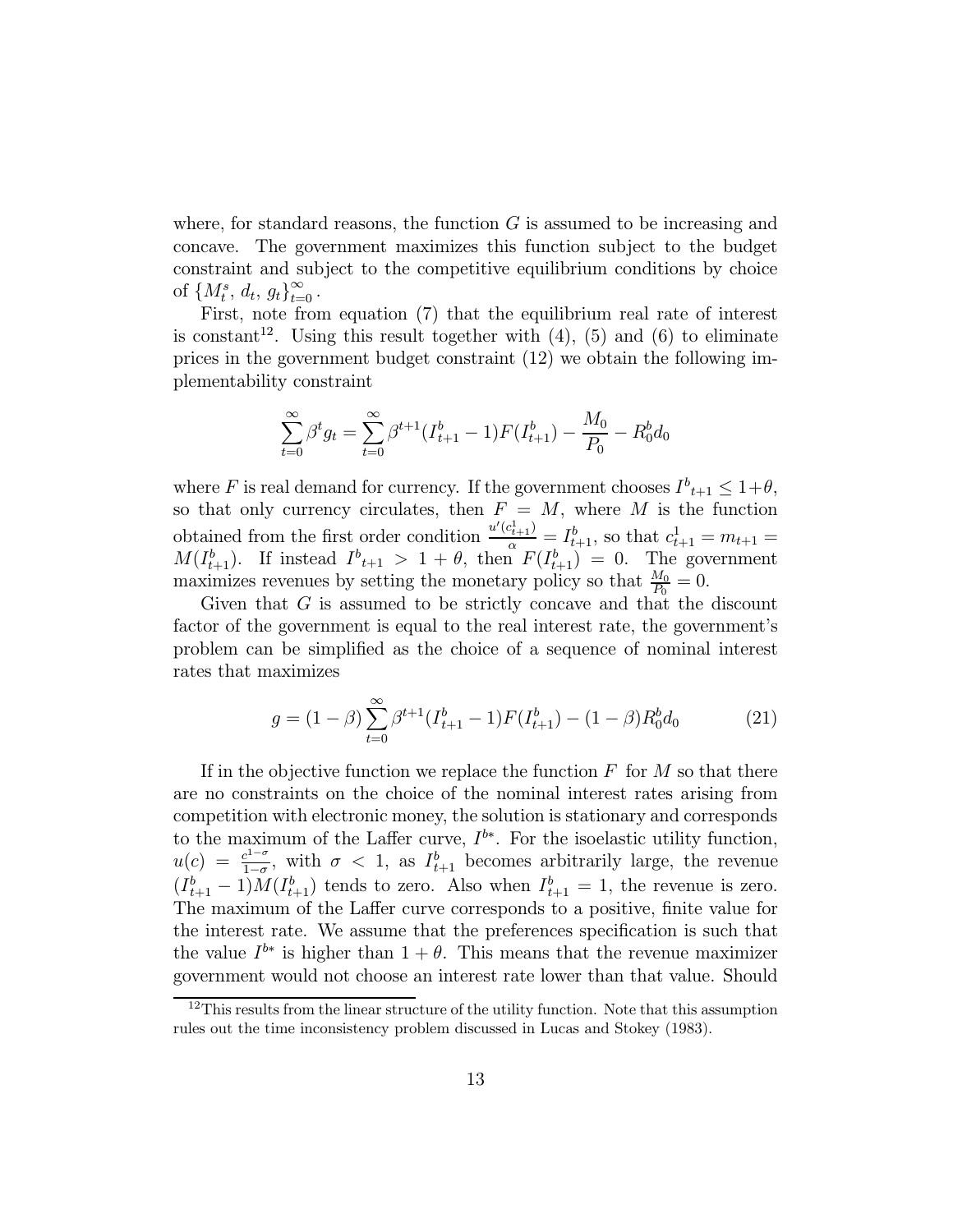where, for standard reasons, the function $G$ is assumed to be increasing and concave. The government maximizes this function subject to the budget constraint and subject to the competitive equilibrium conditions by choice of $\{M_t^s,\, d_t,\, g_t\}_{t=0}^{\infty}$.

First, note from equation (7) that the equilibrium real rate of interest is constant[12]. Using this result together with (4), (5) and (6) to eliminate prices in the government budget constraint (12) we obtain the following implementability constraint

$$\sum_{t=0}^{\infty} \beta^t g_t = \sum_{t=0}^{\infty} \beta^{t+1}(I_{t+1}^b - 1)F(I_{t+1}^b) - \frac{M_0}{P_0} - R_0^b d_0$$

where $F$ is real demand for currency. If the government chooses ${I^b}_{t+1} \leq 1+\theta$, so that only currency circulates, then $F = M$, where $M$ is the function obtained from the first order condition $\frac{u'(c_{t+1}^1)}{\alpha} = I_{t+1}^b$, so that $c_{t+1}^1 = m_{t+1} = M(I_{t+1}^b)$. If instead ${I^b}_{t+1} > 1+\theta$, then $F(I_{t+1}^b) = 0$. The government maximizes revenues by setting the monetary policy so that $\frac{M_0}{P_0} = 0$.

Given that $G$ is assumed to be strictly concave and that the discount factor of the government is equal to the real interest rate, the government's problem can be simplified as the choice of a sequence of nominal interest rates that maximizes

$$g = (1-\beta)\sum_{t=0}^{\infty} \beta^{t+1}(I_{t+1}^b - 1)F(I_{t+1}^b) - (1-\beta)R_0^b d_0 \tag{21}$$

If in the objective function we replace the function $F$ for $M$ so that there are no constraints on the choice of the nominal interest rates arising from competition with electronic money, the solution is stationary and corresponds to the maximum of the Laffer curve, $I^{b*}$. For the isoelastic utility function, $u(c) = \frac{c^{1-\sigma}}{1-\sigma}$, with $\sigma < 1$, as $I_{t+1}^b$ becomes arbitrarily large, the revenue $(I_{t+1}^b - 1)M(I_{t+1}^b)$ tends to zero. Also when $I_{t+1}^b = 1$, the revenue is zero. The maximum of the Laffer curve corresponds to a positive, finite value for the interest rate. We assume that the preferences specification is such that the value $I^{b*}$ is higher than $1+\theta$. This means that the revenue maximizer government would not choose an interest rate lower than that value. Should

[12] This results from the linear structure of the utility function. Note that this assumption rules out the time inconsistency problem discussed in Lucas and Stokey (1983).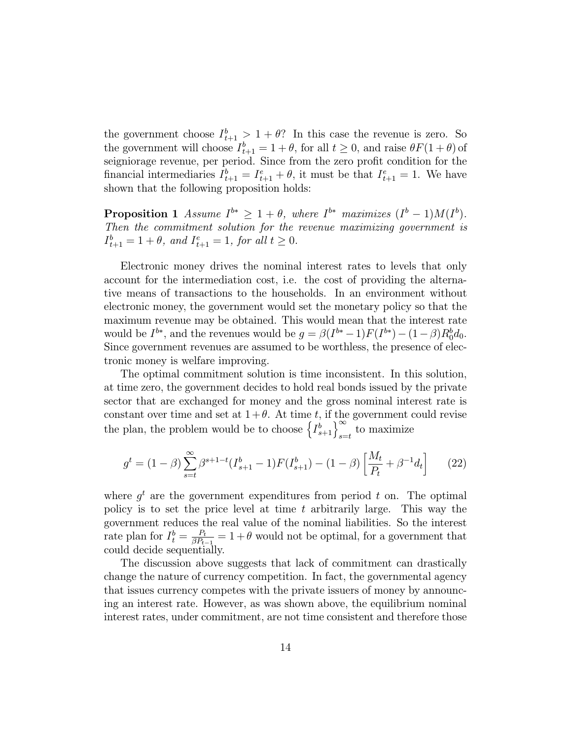the government choose $I^b_{t+1} > 1+\theta$? In this case the revenue is zero. So the government will choose $I^b_{t+1} = 1+\theta$, for all $t \geq 0$, and raise $\theta F(1+\theta)$ of seigniorage revenue, per period. Since from the zero profit condition for the financial intermediaries $I^b_{t+1} = I^e_{t+1} + \theta$, it must be that $I^e_{t+1} = 1$. We have shown that the following proposition holds:

**Proposition 1** *Assume $I^{b*} \geq 1+\theta$, where $I^{b*}$ maximizes $(I^b - 1)M(I^b)$. Then the commitment solution for the revenue maximizing government is $I^b_{t+1} = 1+\theta$, and $I^e_{t+1} = 1$, for all $t \geq 0$.*

Electronic money drives the nominal interest rates to levels that only account for the intermediation cost, i.e. the cost of providing the alternative means of transactions to the households. In an environment without electronic money, the government would set the monetary policy so that the maximum revenue may be obtained. This would mean that the interest rate would be $I^{b*}$, and the revenues would be $g = \beta(I^{b*} - 1)F(I^{b*}) - (1-\beta)R^b_0 d_0$. Since government revenues are assumed to be worthless, the presence of electronic money is welfare improving.

The optimal commitment solution is time inconsistent. In this solution, at time zero, the government decides to hold real bonds issued by the private sector that are exchanged for money and the gross nominal interest rate is constant over time and set at $1+\theta$. At time $t$, if the government could revise the plan, the problem would be to choose $\left\{I^b_{s+1}\right\}_{s=t}^{\infty}$ to maximize

$$g^t = (1-\beta)\sum_{s=t}^{\infty} \beta^{s+1-t}(I^b_{s+1} - 1)F(I^b_{s+1}) - (1-\beta)\left[\frac{M_t}{P_t} + \beta^{-1} d_t\right] \tag{22}$$

where $g^t$ are the government expenditures from period $t$ on. The optimal policy is to set the price level at time $t$ arbitrarily large. This way the government reduces the real value of the nominal liabilities. So the interest rate plan for $I^b_t = \frac{P_t}{\beta P_{t-1}} = 1+\theta$ would not be optimal, for a government that could decide sequentially.

The discussion above suggests that lack of commitment can drastically change the nature of currency competition. In fact, the governmental agency that issues currency competes with the private issuers of money by announcing an interest rate. However, as was shown above, the equilibrium nominal interest rates, under commitment, are not time consistent and therefore those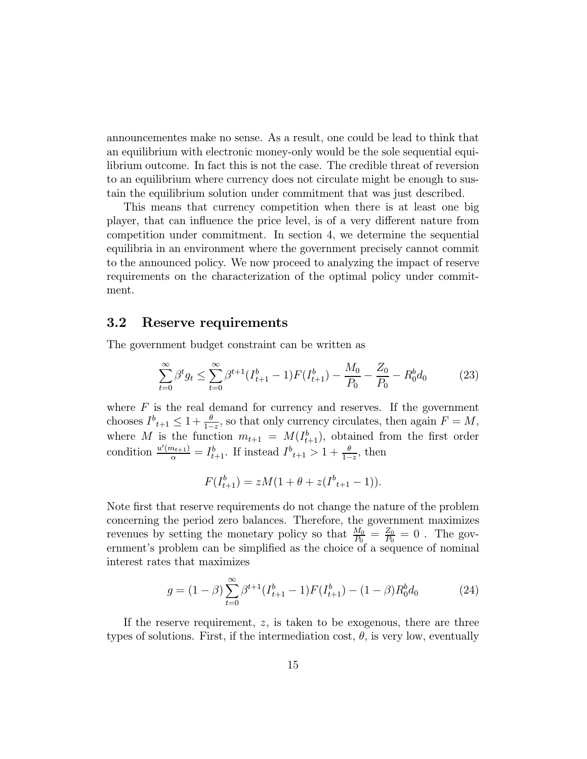announcementes make no sense. As a result, one could be lead to think that an equilibrium with electronic money-only would be the sole sequential equilibrium outcome. In fact this is not the case. The credible threat of reversion to an equilibrium where currency does not circulate might be enough to sustain the equilibrium solution under commitment that was just described.

This means that currency competition when there is at least one big player, that can influence the price level, is of a very different nature from competition under commitment. In section 4, we determine the sequential equilibria in an environment where the government precisely cannot commit to the announced policy. We now proceed to analyzing the impact of reserve requirements on the characterization of the optimal policy under commitment.

## 3.2 Reserve requirements

The government budget constraint can be written as

$$\sum_{t=0}^{\infty} \beta^t g_t \leq \sum_{t=0}^{\infty} \beta^{t+1}(I^b_{t+1} - 1)F(I^b_{t+1}) - \frac{M_0}{P_0} - \frac{Z_0}{P_0} - R^b_0 d_0 \tag{23}$$

where $F$ is the real demand for currency and reserves. If the government chooses ${I^b}_{t+1} \leq 1 + \frac{\theta}{1-z}$, so that only currency circulates, then again $F = M$, where $M$ is the function $m_{t+1} = M(I^b_{t+1})$, obtained from the first order condition $\frac{u'(m_{t+1})}{\alpha} = I^b_{t+1}$. If instead ${I^b}_{t+1} > 1 + \frac{\theta}{1-z}$, then

$$F(I^b_{t+1}) = zM(1 + \theta + z({I^b}_{t+1} - 1)).$$

Note first that reserve requirements do not change the nature of the problem concerning the period zero balances. Therefore, the government maximizes revenues by setting the monetary policy so that $\frac{M_0}{P_0} = \frac{Z_0}{P_0} = 0$ . The government's problem can be simplified as the choice of a sequence of nominal interest rates that maximizes

$$g = (1 - \beta)\sum_{t=0}^{\infty} \beta^{t+1}(I^b_{t+1} - 1)F(I^b_{t+1}) - (1 - \beta)R^b_0 d_0 \tag{24}$$

If the reserve requirement, $z$, is taken to be exogenous, there are three types of solutions. First, if the intermediation cost, $\theta$, is very low, eventually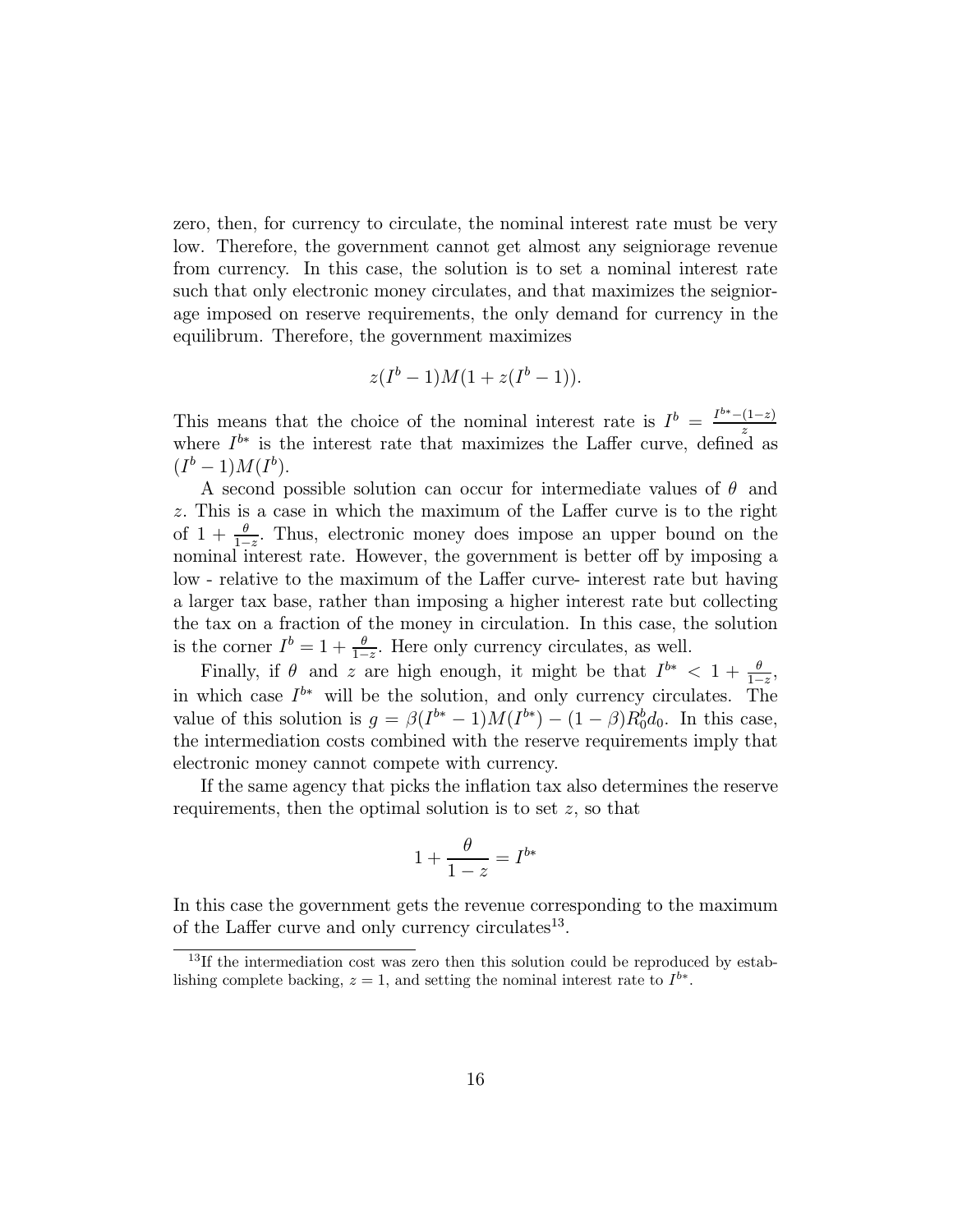zero, then, for currency to circulate, the nominal interest rate must be very low. Therefore, the government cannot get almost any seigniorage revenue from currency. In this case, the solution is to set a nominal interest rate such that only electronic money circulates, and that maximizes the seigniorage imposed on reserve requirements, the only demand for currency in the equilibrum. Therefore, the government maximizes

$$z(I^b - 1)M(1 + z(I^b - 1)).$$

This means that the choice of the nominal interest rate is $I^b = \frac{I^{b*} - (1-z)}{z}$ where $I^{b*}$ is the interest rate that maximizes the Laffer curve, defined as $(I^b - 1)M(I^b)$.

A second possible solution can occur for intermediate values of $\theta$ and $z$. This is a case in which the maximum of the Laffer curve is to the right of $1 + \frac{\theta}{1-z}$. Thus, electronic money does impose an upper bound on the nominal interest rate. However, the government is better off by imposing a low - relative to the maximum of the Laffer curve- interest rate but having a larger tax base, rather than imposing a higher interest rate but collecting the tax on a fraction of the money in circulation. In this case, the solution is the corner $I^b = 1 + \frac{\theta}{1-z}$. Here only currency circulates, as well.

Finally, if $\theta$ and $z$ are high enough, it might be that $I^{b*} < 1 + \frac{\theta}{1-z}$, in which case $I^{b*}$ will be the solution, and only currency circulates. The value of this solution is $g = \beta(I^{b*} - 1)M(I^{b*}) - (1 - \beta)R_0^b d_0$. In this case, the intermediation costs combined with the reserve requirements imply that electronic money cannot compete with currency.

If the same agency that picks the inflation tax also determines the reserve requirements, then the optimal solution is to set $z$, so that

$$1 + \frac{\theta}{1 - z} = I^{b*}$$

In this case the government gets the revenue corresponding to the maximum of the Laffer curve and only currency circulates[13].

[13] If the intermediation cost was zero then this solution could be reproduced by establishing complete backing, $z = 1$, and setting the nominal interest rate to $I^{b*}$.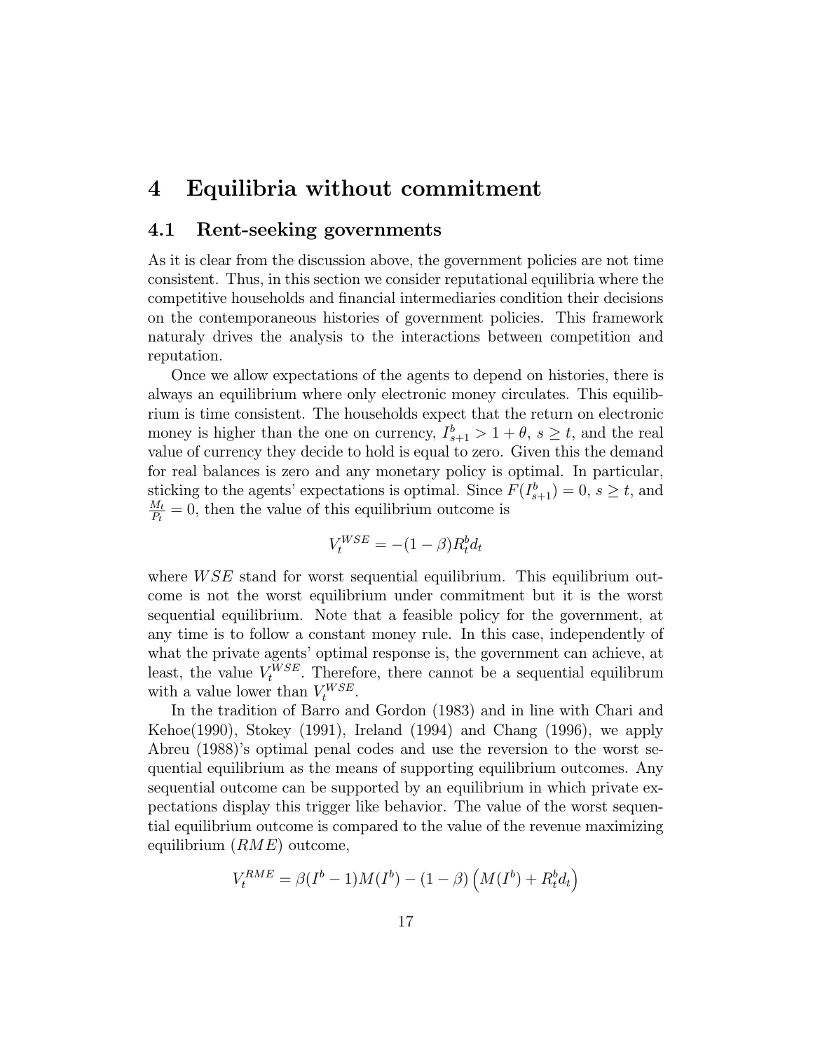# 4 Equilibria without commitment

## 4.1 Rent-seeking governments

As it is clear from the discussion above, the government policies are not time consistent. Thus, in this section we consider reputational equilibria where the competitive households and financial intermediaries condition their decisions on the contemporaneous histories of government policies. This framework naturaly drives the analysis to the interactions between competition and reputation.

Once we allow expectations of the agents to depend on histories, there is always an equilibrium where only electronic money circulates. This equilibrium is time consistent. The households expect that the return on electronic money is higher than the one on currency, $I_{s+1}^b > 1 + \theta$, $s \geq t$, and the real value of currency they decide to hold is equal to zero. Given this the demand for real balances is zero and any monetary policy is optimal. In particular, sticking to the agents' expectations is optimal. Since $F(I_{s+1}^b) = 0$, $s \geq t$, and $\frac{M_t}{P_t} = 0$, then the value of this equilibrium outcome is

$$V_t^{WSE} = -(1-\beta)R_t^b d_t$$

where $WSE$ stand for worst sequential equilibrium. This equilibrium outcome is not the worst equilibrium under commitment but it is the worst sequential equilibrium. Note that a feasible policy for the government, at any time is to follow a constant money rule. In this case, independently of what the private agents' optimal response is, the government can achieve, at least, the value $V_t^{WSE}$. Therefore, there cannot be a sequential equilibrum with a value lower than $V_t^{WSE}$.

In the tradition of Barro and Gordon (1983) and in line with Chari and Kehoe(1990), Stokey (1991), Ireland (1994) and Chang (1996), we apply Abreu (1988)'s optimal penal codes and use the reversion to the worst sequential equilibrium as the means of supporting equilibrium outcomes. Any sequential outcome can be supported by an equilibrium in which private expectations display this trigger like behavior. The value of the worst sequential equilibrium outcome is compared to the value of the revenue maximizing equilibrium ($RME$) outcome,

$$V_t^{RME} = \beta(I^b - 1)M(I^b) - (1-\beta)\left(M(I^b) + R_t^b d_t\right)$$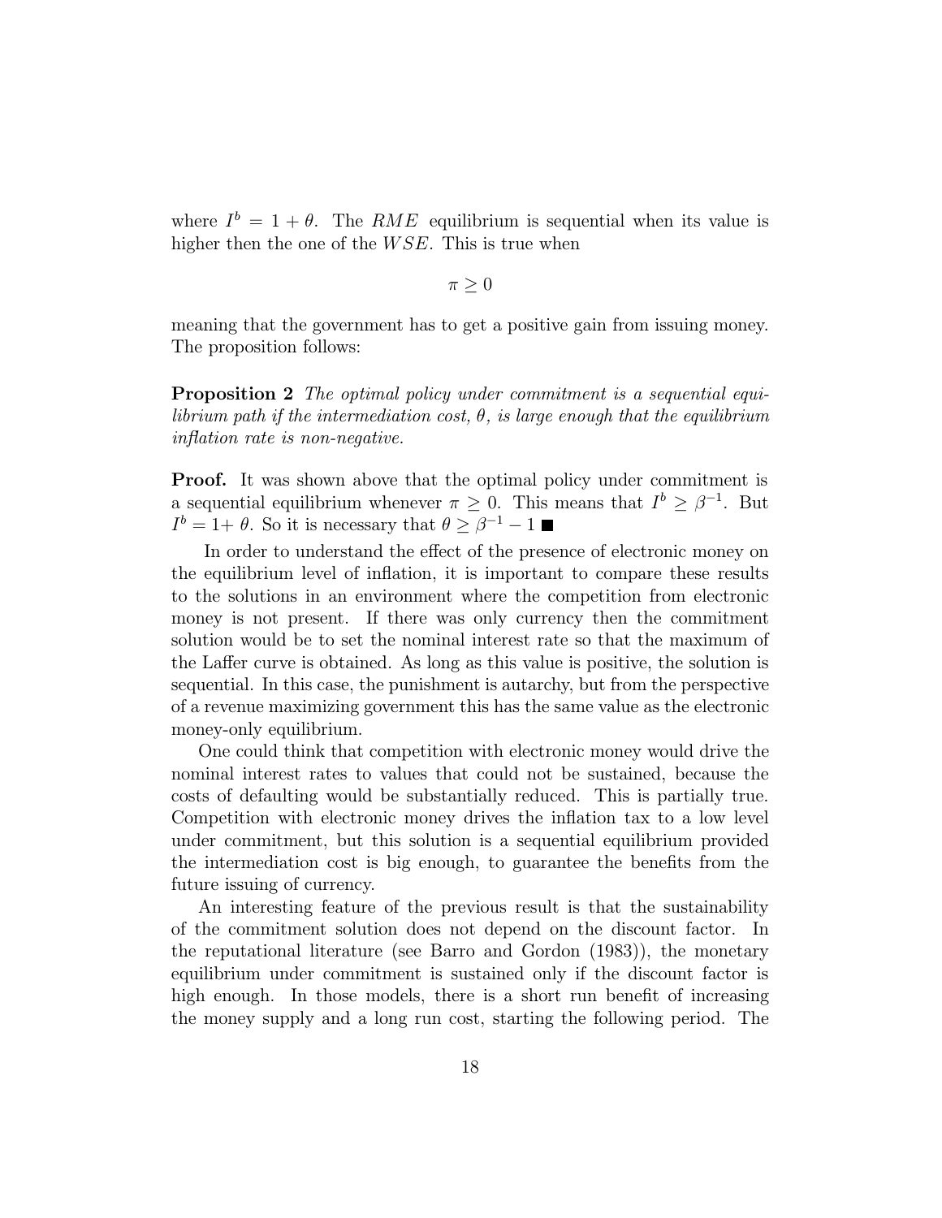where $I^b = 1 + \theta$. The $RME$ equilibrium is sequential when its value is higher then the one of the $WSE$. This is true when

$$\pi \geq 0$$

meaning that the government has to get a positive gain from issuing money. The proposition follows:

**Proposition 2** *The optimal policy under commitment is a sequential equilibrium path if the intermediation cost, $\theta$, is large enough that the equilibrium inflation rate is non-negative.*

**Proof.** It was shown above that the optimal policy under commitment is a sequential equilibrium whenever $\pi \geq 0$. This means that $I^b \geq \beta^{-1}$. But $I^b = 1 + \theta$. So it is necessary that $\theta \geq \beta^{-1} - 1$ ■

In order to understand the effect of the presence of electronic money on the equilibrium level of inflation, it is important to compare these results to the solutions in an environment where the competition from electronic money is not present. If there was only currency then the commitment solution would be to set the nominal interest rate so that the maximum of the Laffer curve is obtained. As long as this value is positive, the solution is sequential. In this case, the punishment is autarchy, but from the perspective of a revenue maximizing government this has the same value as the electronic money-only equilibrium.

One could think that competition with electronic money would drive the nominal interest rates to values that could not be sustained, because the costs of defaulting would be substantially reduced. This is partially true. Competition with electronic money drives the inflation tax to a low level under commitment, but this solution is a sequential equilibrium provided the intermediation cost is big enough, to guarantee the benefits from the future issuing of currency.

An interesting feature of the previous result is that the sustainability of the commitment solution does not depend on the discount factor. In the reputational literature (see Barro and Gordon (1983)), the monetary equilibrium under commitment is sustained only if the discount factor is high enough. In those models, there is a short run benefit of increasing the money supply and a long run cost, starting the following period. The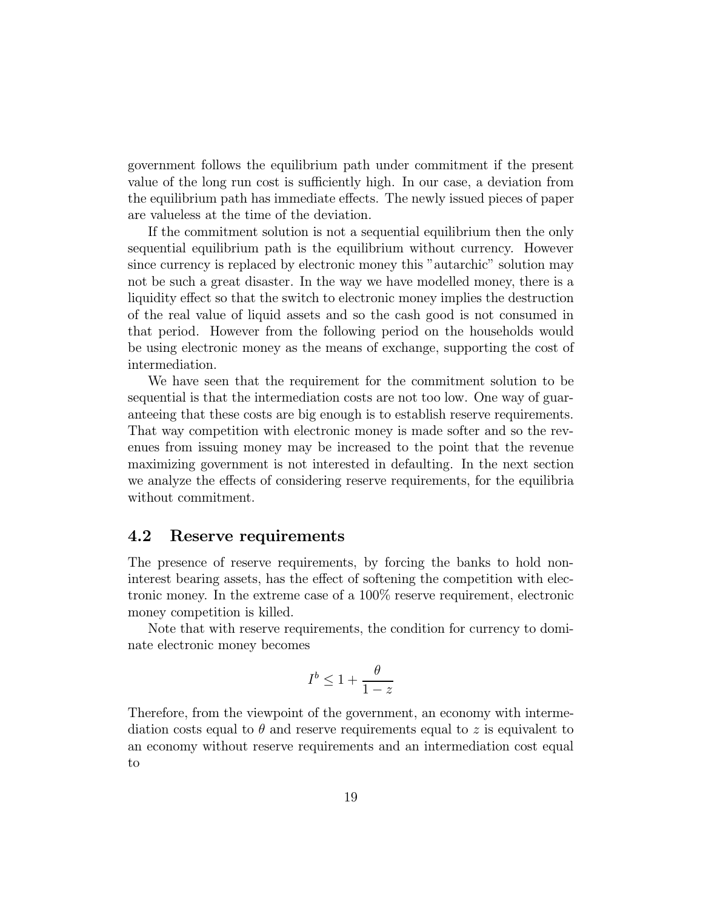government follows the equilibrium path under commitment if the present value of the long run cost is sufficiently high. In our case, a deviation from the equilibrium path has immediate effects. The newly issued pieces of paper are valueless at the time of the deviation.

If the commitment solution is not a sequential equilibrium then the only sequential equilibrium path is the equilibrium without currency. However since currency is replaced by electronic money this "autarchic" solution may not be such a great disaster. In the way we have modelled money, there is a liquidity effect so that the switch to electronic money implies the destruction of the real value of liquid assets and so the cash good is not consumed in that period. However from the following period on the households would be using electronic money as the means of exchange, supporting the cost of intermediation.

We have seen that the requirement for the commitment solution to be sequential is that the intermediation costs are not too low. One way of guaranteeing that these costs are big enough is to establish reserve requirements. That way competition with electronic money is made softer and so the revenues from issuing money may be increased to the point that the revenue maximizing government is not interested in defaulting. In the next section we analyze the effects of considering reserve requirements, for the equilibria without commitment.

## 4.2 Reserve requirements

The presence of reserve requirements, by forcing the banks to hold non-interest bearing assets, has the effect of softening the competition with electronic money. In the extreme case of a 100% reserve requirement, electronic money competition is killed.

Note that with reserve requirements, the condition for currency to dominate electronic money becomes

$$I^b \leq 1 + \frac{\theta}{1-z}$$

Therefore, from the viewpoint of the government, an economy with intermediation costs equal to $\theta$ and reserve requirements equal to $z$ is equivalent to an economy without reserve requirements and an intermediation cost equal to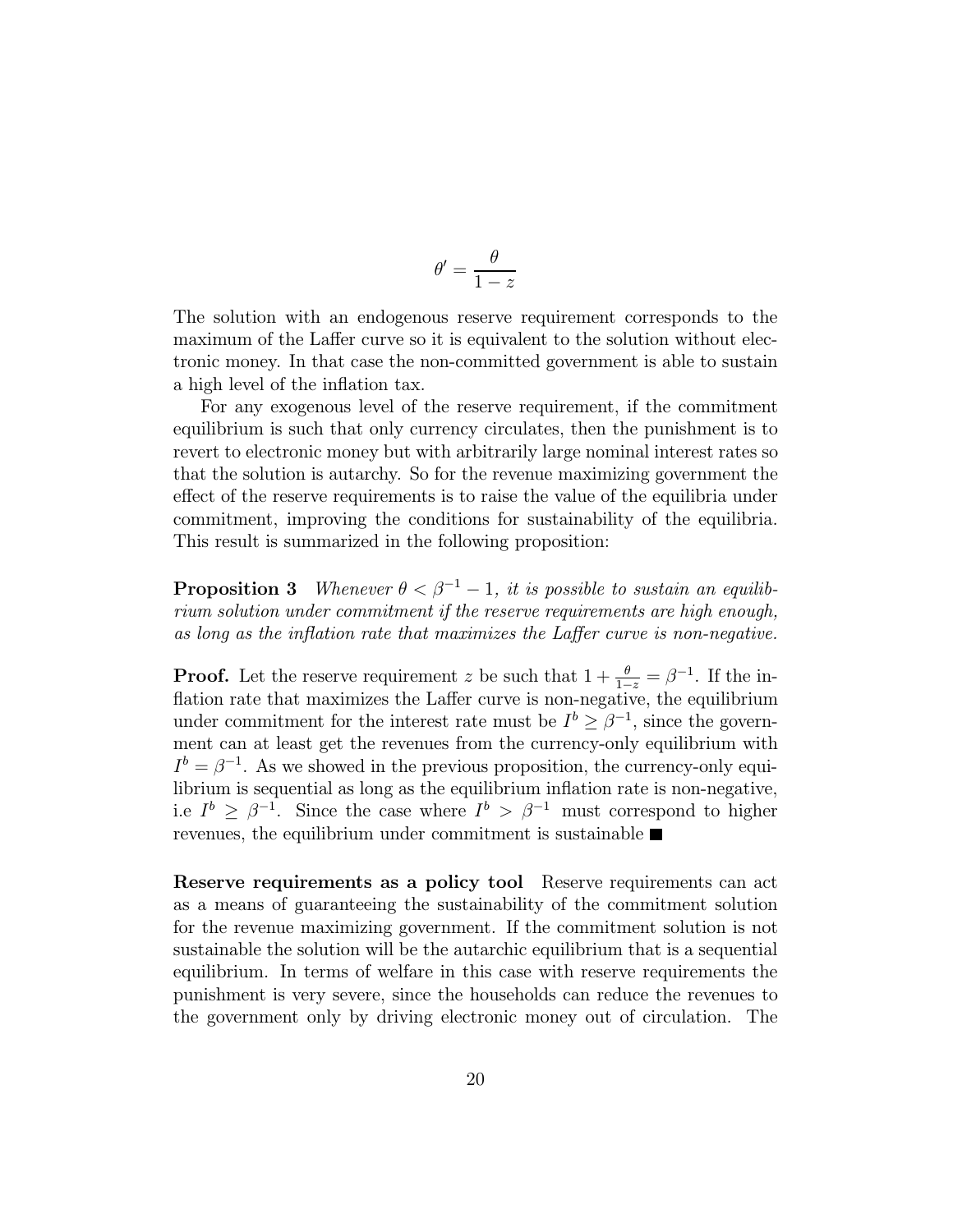$$\theta' = \frac{\theta}{1-z}$$

The solution with an endogenous reserve requirement corresponds to the maximum of the Laffer curve so it is equivalent to the solution without electronic money. In that case the non-committed government is able to sustain a high level of the inflation tax.

For any exogenous level of the reserve requirement, if the commitment equilibrium is such that only currency circulates, then the punishment is to revert to electronic money but with arbitrarily large nominal interest rates so that the solution is autarchy. So for the revenue maximizing government the effect of the reserve requirements is to raise the value of the equilibria under commitment, improving the conditions for sustainability of the equilibria. This result is summarized in the following proposition:

**Proposition 3** *Whenever $\theta < \beta^{-1} - 1$, it is possible to sustain an equilibrium solution under commitment if the reserve requirements are high enough, as long as the inflation rate that maximizes the Laffer curve is non-negative.*

**Proof.** Let the reserve requirement $z$ be such that $1 + \frac{\theta}{1-z} = \beta^{-1}$. If the inflation rate that maximizes the Laffer curve is non-negative, the equilibrium under commitment for the interest rate must be $I^b \geq \beta^{-1}$, since the government can at least get the revenues from the currency-only equilibrium with $I^b = \beta^{-1}$. As we showed in the previous proposition, the currency-only equilibrium is sequential as long as the equilibrium inflation rate is non-negative, i.e $I^b \geq \beta^{-1}$. Since the case where $I^b > \beta^{-1}$ must correspond to higher revenues, the equilibrium under commitment is sustainable ■

**Reserve requirements as a policy tool** Reserve requirements can act as a means of guaranteeing the sustainability of the commitment solution for the revenue maximizing government. If the commitment solution is not sustainable the solution will be the autarchic equilibrium that is a sequential equilibrium. In terms of welfare in this case with reserve requirements the punishment is very severe, since the households can reduce the revenues to the government only by driving electronic money out of circulation. The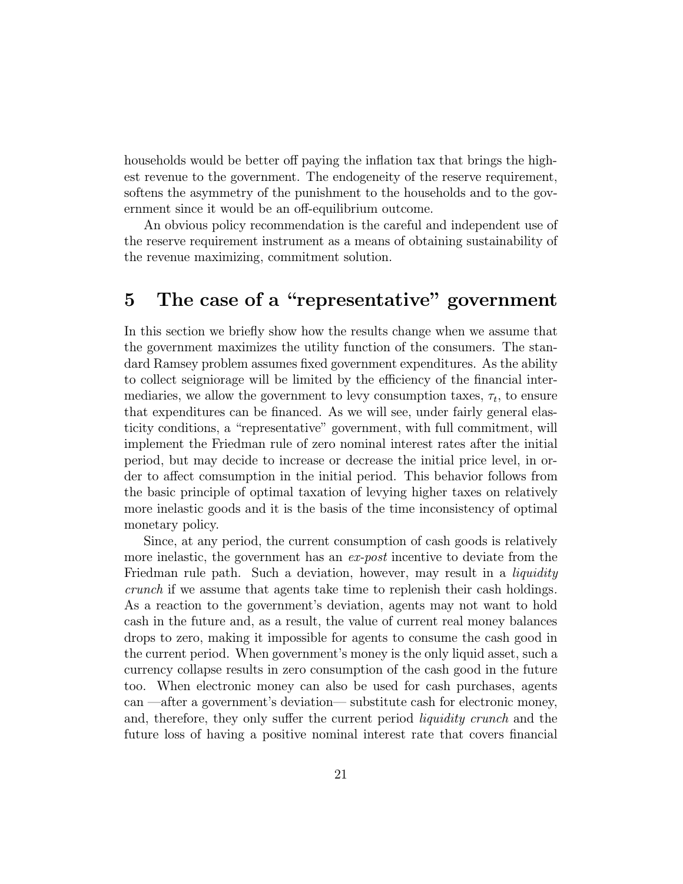households would be better off paying the inflation tax that brings the highest revenue to the government. The endogeneity of the reserve requirement, softens the asymmetry of the punishment to the households and to the government since it would be an off-equilibrium outcome.

An obvious policy recommendation is the careful and independent use of the reserve requirement instrument as a means of obtaining sustainability of the revenue maximizing, commitment solution.

# 5 The case of a "representative" government

In this section we briefly show how the results change when we assume that the government maximizes the utility function of the consumers. The standard Ramsey problem assumes fixed government expenditures. As the ability to collect seigniorage will be limited by the efficiency of the financial intermediaries, we allow the government to levy consumption taxes, $\tau_t$, to ensure that expenditures can be financed. As we will see, under fairly general elasticity conditions, a "representative" government, with full commitment, will implement the Friedman rule of zero nominal interest rates after the initial period, but may decide to increase or decrease the initial price level, in order to affect comsumption in the initial period. This behavior follows from the basic principle of optimal taxation of levying higher taxes on relatively more inelastic goods and it is the basis of the time inconsistency of optimal monetary policy.

Since, at any period, the current consumption of cash goods is relatively more inelastic, the government has an *ex-post* incentive to deviate from the Friedman rule path. Such a deviation, however, may result in a *liquidity crunch* if we assume that agents take time to replenish their cash holdings. As a reaction to the government's deviation, agents may not want to hold cash in the future and, as a result, the value of current real money balances drops to zero, making it impossible for agents to consume the cash good in the current period. When government's money is the only liquid asset, such a currency collapse results in zero consumption of the cash good in the future too. When electronic money can also be used for cash purchases, agents can —after a government's deviation— substitute cash for electronic money, and, therefore, they only suffer the current period *liquidity crunch* and the future loss of having a positive nominal interest rate that covers financial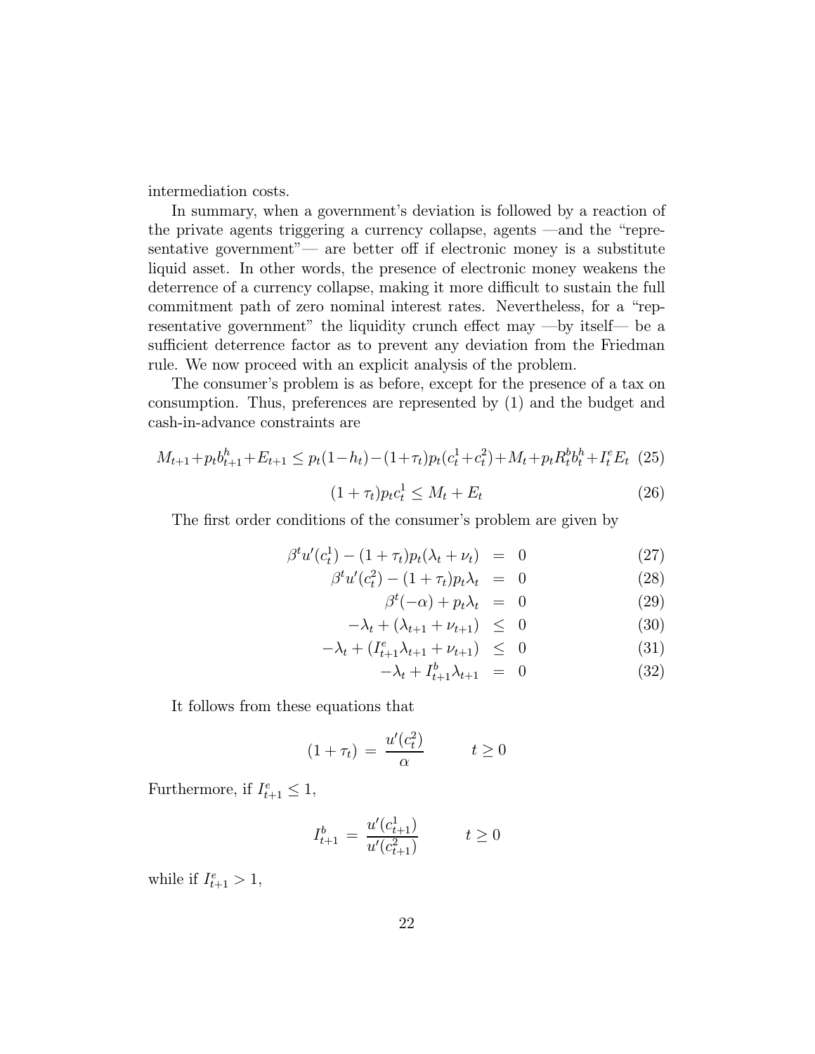intermediation costs.

In summary, when a government's deviation is followed by a reaction of the private agents triggering a currency collapse, agents —and the "representative government"— are better off if electronic money is a substitute liquid asset. In other words, the presence of electronic money weakens the deterrence of a currency collapse, making it more difficult to sustain the full commitment path of zero nominal interest rates. Nevertheless, for a "representative government" the liquidity crunch effect may —by itself— be a sufficient deterrence factor as to prevent any deviation from the Friedman rule. We now proceed with an explicit analysis of the problem.

The consumer's problem is as before, except for the presence of a tax on consumption. Thus, preferences are represented by (1) and the budget and cash-in-advance constraints are

$$M_{t+1}+p_t b^h_{t+1}+E_{t+1} \leq p_t(1-h_t)-(1+\tau_t)p_t(c^1_t+c^2_t)+M_t+p_t R^b_t b^h_t+I^e_t E_t \quad (25)$$

$$(1+\tau_t)p_t c^1_t \leq M_t + E_t \quad (26)$$

The first order conditions of the consumer's problem are given by

$$\beta^t u'(c^1_t) - (1+\tau_t)p_t(\lambda_t+\nu_t) = 0 \quad (27)$$

$$\beta^t u'(c^2_t) - (1+\tau_t)p_t\lambda_t = 0 \quad (28)$$

$$\beta^t(-\alpha) + p_t\lambda_t = 0 \quad (29)$$

$$-\lambda_t + (\lambda_{t+1}+\nu_{t+1}) \leq 0 \quad (30)$$

$$-\lambda_t + (I^e_{t+1}\lambda_{t+1}+\nu_{t+1}) \leq 0 \quad (31)$$

$$-\lambda_t + I^b_{t+1}\lambda_{t+1} = 0 \quad (32)$$

It follows from these equations that

$$(1+\tau_t) = \frac{u'(c^2_t)}{\alpha} \qquad t \geq 0$$

Furthermore, if $I^e_{t+1} \leq 1$,

$$I^b_{t+1} = \frac{u'(c^1_{t+1})}{u'(c^2_{t+1})} \qquad t \geq 0$$

while if $I^e_{t+1} > 1$,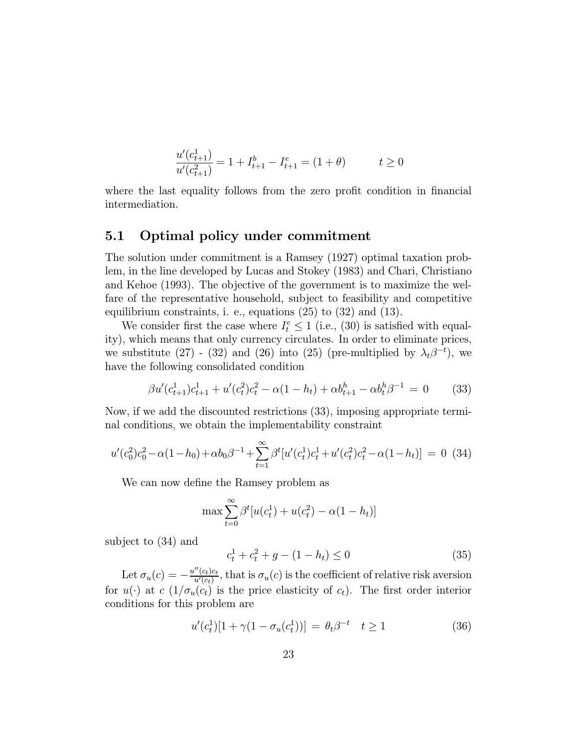$$\frac{u'(c^1_{t+1})}{u'(c^2_{t+1})} = 1 + I^b_{t+1} - I^e_{t+1} = (1+\theta) \qquad t \geq 0$$

where the last equality follows from the zero profit condition in financial intermediation.

## 5.1 Optimal policy under commitment

The solution under commitment is a Ramsey (1927) optimal taxation problem, in the line developed by Lucas and Stokey (1983) and Chari, Christiano and Kehoe (1993). The objective of the government is to maximize the welfare of the representative household, subject to feasibility and competitive equilibrium constraints, i. e., equations (25) to (32) and (13).

We consider first the case where $I^e_t \leq 1$ (i.e., (30) is satisfied with equality), which means that only currency circulates. In order to eliminate prices, we substitute (27) - (32) and (26) into (25) (pre-multiplied by $\lambda_t \beta^{-t}$), we have the following consolidated condition

$$\beta u'(c^1_{t+1})c^1_{t+1} + u'(c^2_t)c^2_t - \alpha(1-h_t) + \alpha b^h_{t+1} - \alpha b^h_t \beta^{-1} \;=\; 0 \tag{33}$$

Now, if we add the discounted restrictions (33), imposing appropriate terminal conditions, we obtain the implementability constraint

$$u'(c^2_0)c^2_0 - \alpha(1-h_0) + \alpha b_0 \beta^{-1} + \sum_{t=1}^{\infty} \beta^t [u'(c^1_t)c^1_t + u'(c^2_t)c^2_t - \alpha(1-h_t)] \;=\; 0 \tag{34}$$

We can now define the Ramsey problem as

$$\max \sum_{t=0}^{\infty} \beta^t [u(c^1_t) + u(c^2_t) - \alpha(1-h_t)]$$

subject to (34) and

$$c^1_t + c^2_t + g - (1-h_t) \leq 0 \tag{35}$$

Let $\sigma_u(c) = -\frac{u''(c_t)c_t}{u'(c_t)}$, that is $\sigma_u(c)$ is the coefficient of relative risk aversion for $u(\cdot)$ at $c$ ($1/\sigma_u(c_t)$ is the price elasticity of $c_t$). The first order interior conditions for this problem are

$$u'(c^1_t)[1 + \gamma(1 - \sigma_u(c^1_t))] \;=\; \theta_t \beta^{-t} \quad t \geq 1 \tag{36}$$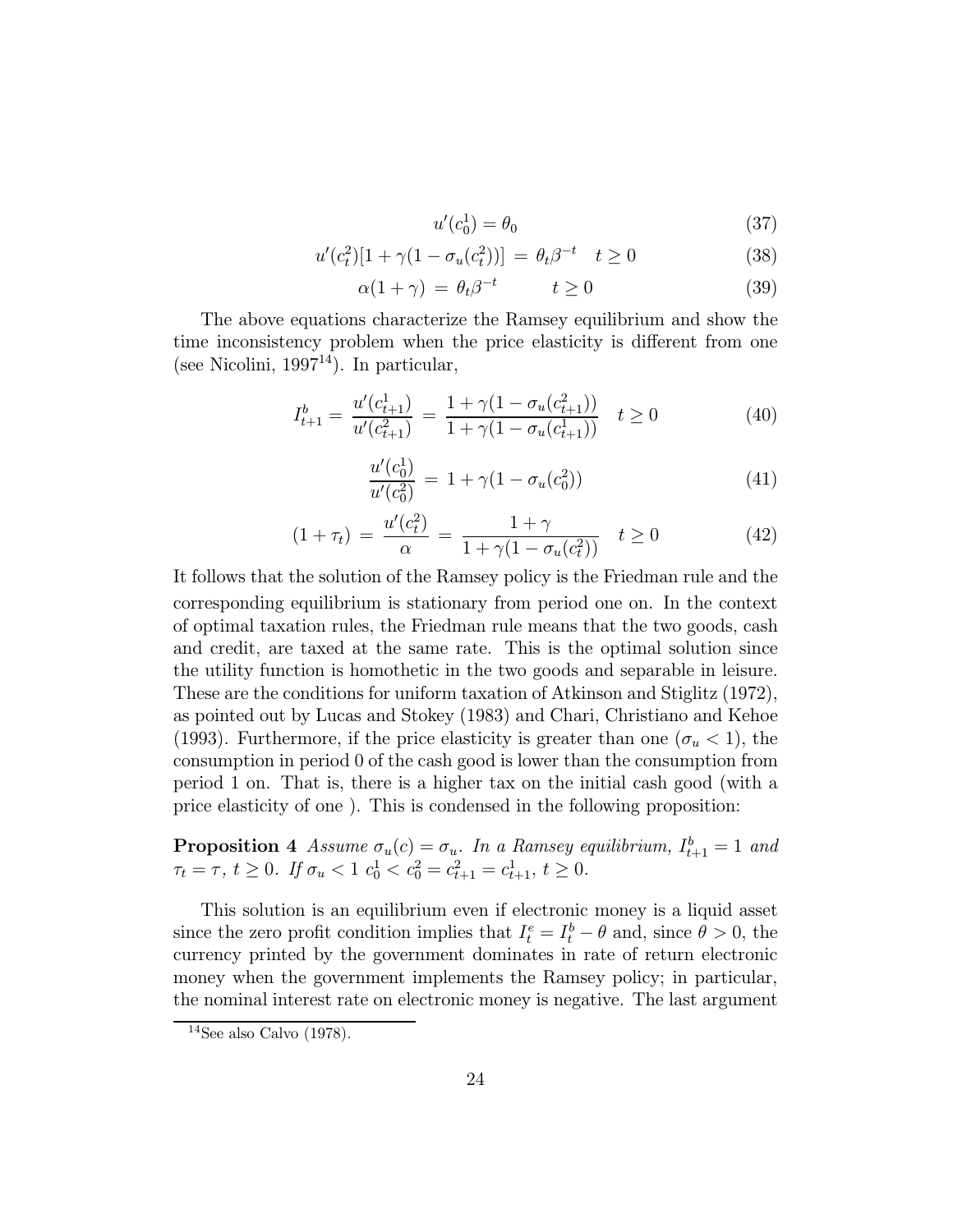$$u'(c_0^1) = \theta_0 \tag{37}$$

$$u'(c_t^2)[1 + \gamma(1 - \sigma_u(c_t^2))] = \theta_t \beta^{-t} \quad t \geq 0 \tag{38}$$

$$\alpha(1 + \gamma) = \theta_t \beta^{-t} \qquad t \geq 0 \tag{39}$$

The above equations characterize the Ramsey equilibrium and show the time inconsistency problem when the price elasticity is different from one (see Nicolini, 1997[14]). In particular,

$$I_{t+1}^b = \frac{u'(c_{t+1}^1)}{u'(c_{t+1}^2)} = \frac{1 + \gamma(1 - \sigma_u(c_{t+1}^2))}{1 + \gamma(1 - \sigma_u(c_{t+1}^1))} \quad t \geq 0 \tag{40}$$

$$\frac{u'(c_0^1)}{u'(c_0^2)} = 1 + \gamma(1 - \sigma_u(c_0^2)) \tag{41}$$

$$(1 + \tau_t) = \frac{u'(c_t^2)}{\alpha} = \frac{1 + \gamma}{1 + \gamma(1 - \sigma_u(c_t^2))} \quad t \geq 0 \tag{42}$$

It follows that the solution of the Ramsey policy is the Friedman rule and the corresponding equilibrium is stationary from period one on. In the context of optimal taxation rules, the Friedman rule means that the two goods, cash and credit, are taxed at the same rate. This is the optimal solution since the utility function is homothetic in the two goods and separable in leisure. These are the conditions for uniform taxation of Atkinson and Stiglitz (1972), as pointed out by Lucas and Stokey (1983) and Chari, Christiano and Kehoe (1993). Furthermore, if the price elasticity is greater than one ($\sigma_u < 1$), the consumption in period 0 of the cash good is lower than the consumption from period 1 on. That is, there is a higher tax on the initial cash good (with a price elasticity of one ). This is condensed in the following proposition:

**Proposition 4** *Assume $\sigma_u(c) = \sigma_u$. In a Ramsey equilibrium, $I_{t+1}^b = 1$ and $\tau_t = \tau$, $t \geq 0$. If $\sigma_u < 1$ $c_0^1 < c_0^2 = c_{t+1}^2 = c_{t+1}^1$, $t \geq 0$.*

This solution is an equilibrium even if electronic money is a liquid asset since the zero profit condition implies that $I_t^e = I_t^b - \theta$ and, since $\theta > 0$, the currency printed by the government dominates in rate of return electronic money when the government implements the Ramsey policy; in particular, the nominal interest rate on electronic money is negative. The last argument

[14] See also Calvo (1978).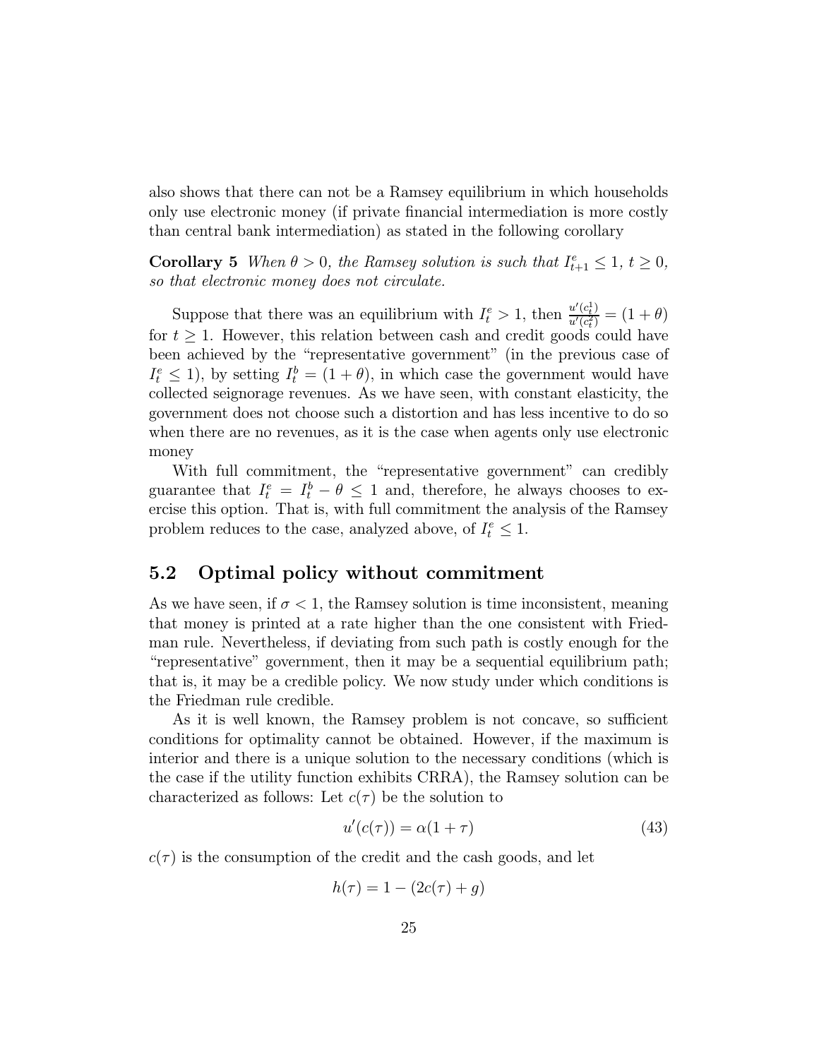also shows that there can not be a Ramsey equilibrium in which households only use electronic money (if private financial intermediation is more costly than central bank intermediation) as stated in the following corollary

**Corollary 5** *When $\theta > 0$, the Ramsey solution is such that $I^e_{t+1} \leq 1$, $t \geq 0$, so that electronic money does not circulate.*

Suppose that there was an equilibrium with $I^e_t > 1$, then $\frac{u'(c^1_t)}{u'(c^2_t)} = (1+\theta)$ for $t \geq 1$. However, this relation between cash and credit goods could have been achieved by the "representative government" (in the previous case of $I^e_t \leq 1$), by setting $I^b_t = (1+\theta)$, in which case the government would have collected seignorage revenues. As we have seen, with constant elasticity, the government does not choose such a distortion and has less incentive to do so when there are no revenues, as it is the case when agents only use electronic money

With full commitment, the "representative government" can credibly guarantee that $I^e_t = I^b_t - \theta \leq 1$ and, therefore, he always chooses to exercise this option. That is, with full commitment the analysis of the Ramsey problem reduces to the case, analyzed above, of $I^e_t \leq 1$.

## 5.2 Optimal policy without commitment

As we have seen, if $\sigma < 1$, the Ramsey solution is time inconsistent, meaning that money is printed at a rate higher than the one consistent with Friedman rule. Nevertheless, if deviating from such path is costly enough for the "representative" government, then it may be a sequential equilibrium path; that is, it may be a credible policy. We now study under which conditions is the Friedman rule credible.

As it is well known, the Ramsey problem is not concave, so sufficient conditions for optimality cannot be obtained. However, if the maximum is interior and there is a unique solution to the necessary conditions (which is the case if the utility function exhibits CRRA), the Ramsey solution can be characterized as follows: Let $c(\tau)$ be the solution to

$$u'(c(\tau)) = \alpha(1+\tau) \tag{43}$$

$c(\tau)$ is the consumption of the credit and the cash goods, and let

$$h(\tau) = 1 - (2c(\tau) + g)$$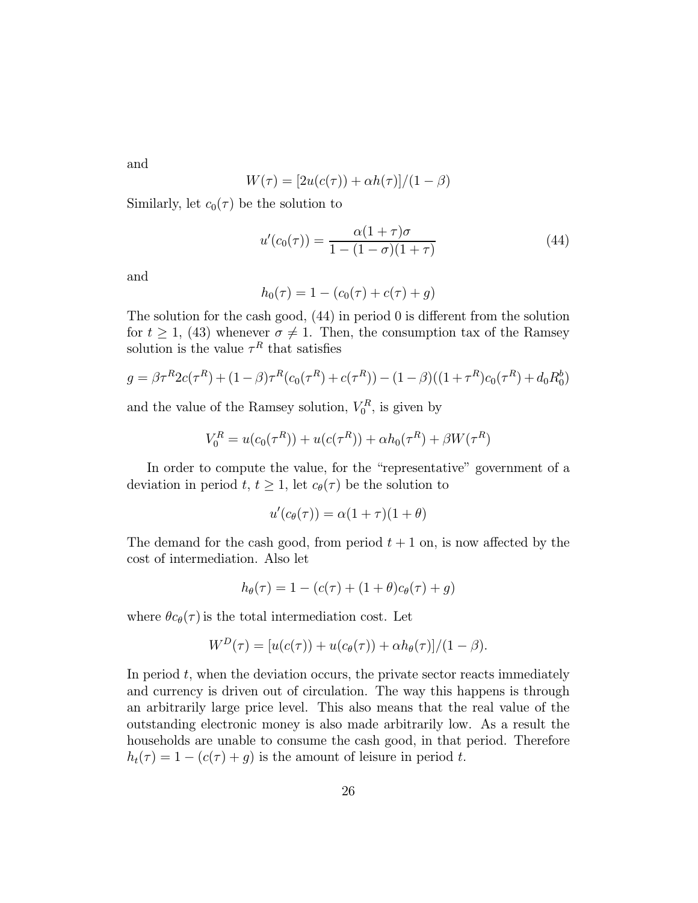and

$$W(\tau) = [2u(c(\tau)) + \alpha h(\tau)]/(1-\beta)$$

Similarly, let $c_0(\tau)$ be the solution to

$$u'(c_0(\tau)) = \frac{\alpha(1+\tau)\sigma}{1-(1-\sigma)(1+\tau)} \tag{44}$$

and

$$h_0(\tau) = 1 - (c_0(\tau) + c(\tau) + g)$$

The solution for the cash good, (44) in period 0 is different from the solution for $t \geq 1$, (43) whenever $\sigma \neq 1$. Then, the consumption tax of the Ramsey solution is the value $\tau^R$ that satisfies

$$g = \beta\tau^R 2c(\tau^R) + (1-\beta)\tau^R(c_0(\tau^R) + c(\tau^R)) - (1-\beta)((1+\tau^R)c_0(\tau^R) + d_0 R_0^b)$$

and the value of the Ramsey solution, $V_0^R$, is given by

$$V_0^R = u(c_0(\tau^R)) + u(c(\tau^R)) + \alpha h_0(\tau^R) + \beta W(\tau^R)$$

In order to compute the value, for the "representative" government of a deviation in period $t$, $t \geq 1$, let $c_\theta(\tau)$ be the solution to

$$u'(c_\theta(\tau)) = \alpha(1+\tau)(1+\theta)$$

The demand for the cash good, from period $t+1$ on, is now affected by the cost of intermediation. Also let

$$h_\theta(\tau) = 1 - (c(\tau) + (1+\theta)c_\theta(\tau) + g)$$

where $\theta c_\theta(\tau)$ is the total intermediation cost. Let

$$W^D(\tau) = [u(c(\tau)) + u(c_\theta(\tau)) + \alpha h_\theta(\tau)]/(1-\beta).$$

In period $t$, when the deviation occurs, the private sector reacts immediately and currency is driven out of circulation. The way this happens is through an arbitrarily large price level. This also means that the real value of the outstanding electronic money is also made arbitrarily low. As a result the households are unable to consume the cash good, in that period. Therefore $h_t(\tau) = 1 - (c(\tau) + g)$ is the amount of leisure in period $t$.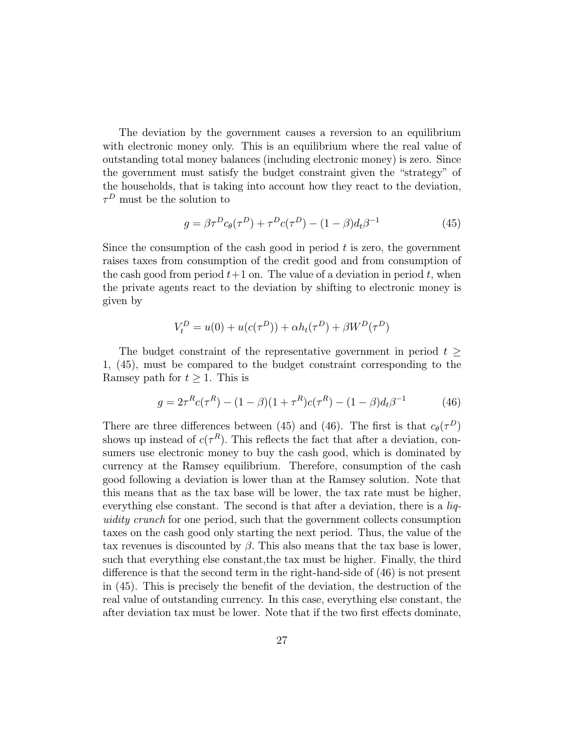The deviation by the government causes a reversion to an equilibrium with electronic money only. This is an equilibrium where the real value of outstanding total money balances (including electronic money) is zero. Since the government must satisfy the budget constraint given the "strategy" of the households, that is taking into account how they react to the deviation, $\tau^D$ must be the solution to

$$g = \beta \tau^D c_\theta(\tau^D) + \tau^D c(\tau^D) - (1-\beta) d_t \beta^{-1} \tag{45}$$

Since the consumption of the cash good in period $t$ is zero, the government raises taxes from consumption of the credit good and from consumption of the cash good from period $t+1$ on. The value of a deviation in period $t$, when the private agents react to the deviation by shifting to electronic money is given by

$$V_t^D = u(0) + u(c(\tau^D)) + \alpha h_t(\tau^D) + \beta W^D(\tau^D)$$

The budget constraint of the representative government in period $t \geq 1$, (45), must be compared to the budget constraint corresponding to the Ramsey path for $t \geq 1$. This is

$$g = 2\tau^R c(\tau^R) - (1-\beta)(1+\tau^R)c(\tau^R) - (1-\beta) d_t \beta^{-1} \tag{46}$$

There are three differences between (45) and (46). The first is that $c_\theta(\tau^D)$ shows up instead of $c(\tau^R)$. This reflects the fact that after a deviation, consumers use electronic money to buy the cash good, which is dominated by currency at the Ramsey equilibrium. Therefore, consumption of the cash good following a deviation is lower than at the Ramsey solution. Note that this means that as the tax base will be lower, the tax rate must be higher, everything else constant. The second is that after a deviation, there is a *liquidity crunch* for one period, such that the government collects consumption taxes on the cash good only starting the next period. Thus, the value of the tax revenues is discounted by $\beta$. This also means that the tax base is lower, such that everything else constant,the tax must be higher. Finally, the third difference is that the second term in the right-hand-side of (46) is not present in (45). This is precisely the benefit of the deviation, the destruction of the real value of outstanding currency. In this case, everything else constant, the after deviation tax must be lower. Note that if the two first effects dominate,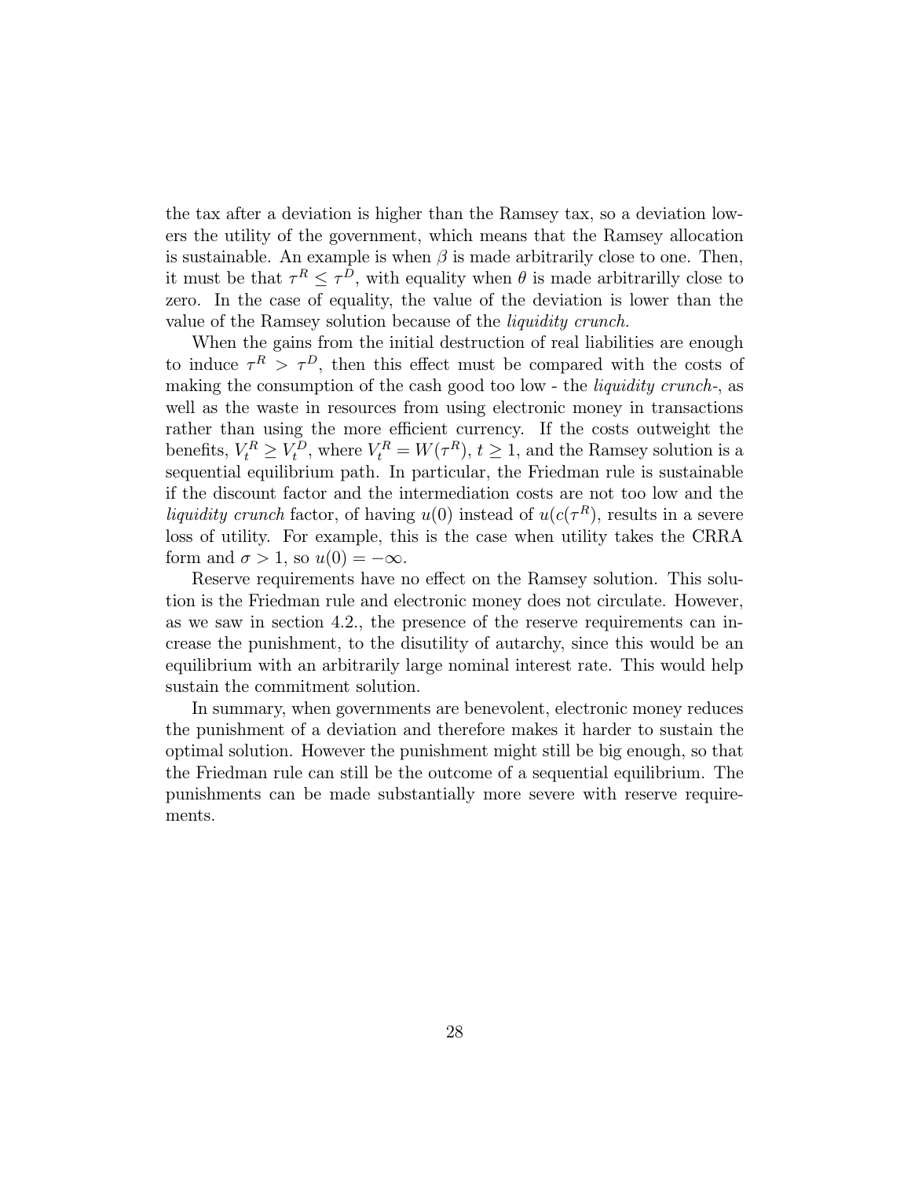the tax after a deviation is higher than the Ramsey tax, so a deviation lowers the utility of the government, which means that the Ramsey allocation is sustainable. An example is when $\beta$ is made arbitrarily close to one. Then, it must be that $\tau^R \leq \tau^D$, with equality when $\theta$ is made arbitrarilly close to zero. In the case of equality, the value of the deviation is lower than the value of the Ramsey solution because of the *liquidity crunch.*

When the gains from the initial destruction of real liabilities are enough to induce $\tau^R > \tau^D$, then this effect must be compared with the costs of making the consumption of the cash good too low - the *liquidity crunch*-, as well as the waste in resources from using electronic money in transactions rather than using the more efficient currency. If the costs outweight the benefits, $V_t^R \geq V_t^D$, where $V_t^R = W(\tau^R)$, $t \geq 1$, and the Ramsey solution is a sequential equilibrium path. In particular, the Friedman rule is sustainable if the discount factor and the intermediation costs are not too low and the *liquidity crunch* factor, of having $u(0)$ instead of $u(c(\tau^R)$, results in a severe loss of utility. For example, this is the case when utility takes the CRRA form and $\sigma > 1$, so $u(0) = -\infty$.

Reserve requirements have no effect on the Ramsey solution. This solution is the Friedman rule and electronic money does not circulate. However, as we saw in section 4.2., the presence of the reserve requirements can increase the punishment, to the disutility of autarchy, since this would be an equilibrium with an arbitrarily large nominal interest rate. This would help sustain the commitment solution.

In summary, when governments are benevolent, electronic money reduces the punishment of a deviation and therefore makes it harder to sustain the optimal solution. However the punishment might still be big enough, so that the Friedman rule can still be the outcome of a sequential equilibrium. The punishments can be made substantially more severe with reserve requirements.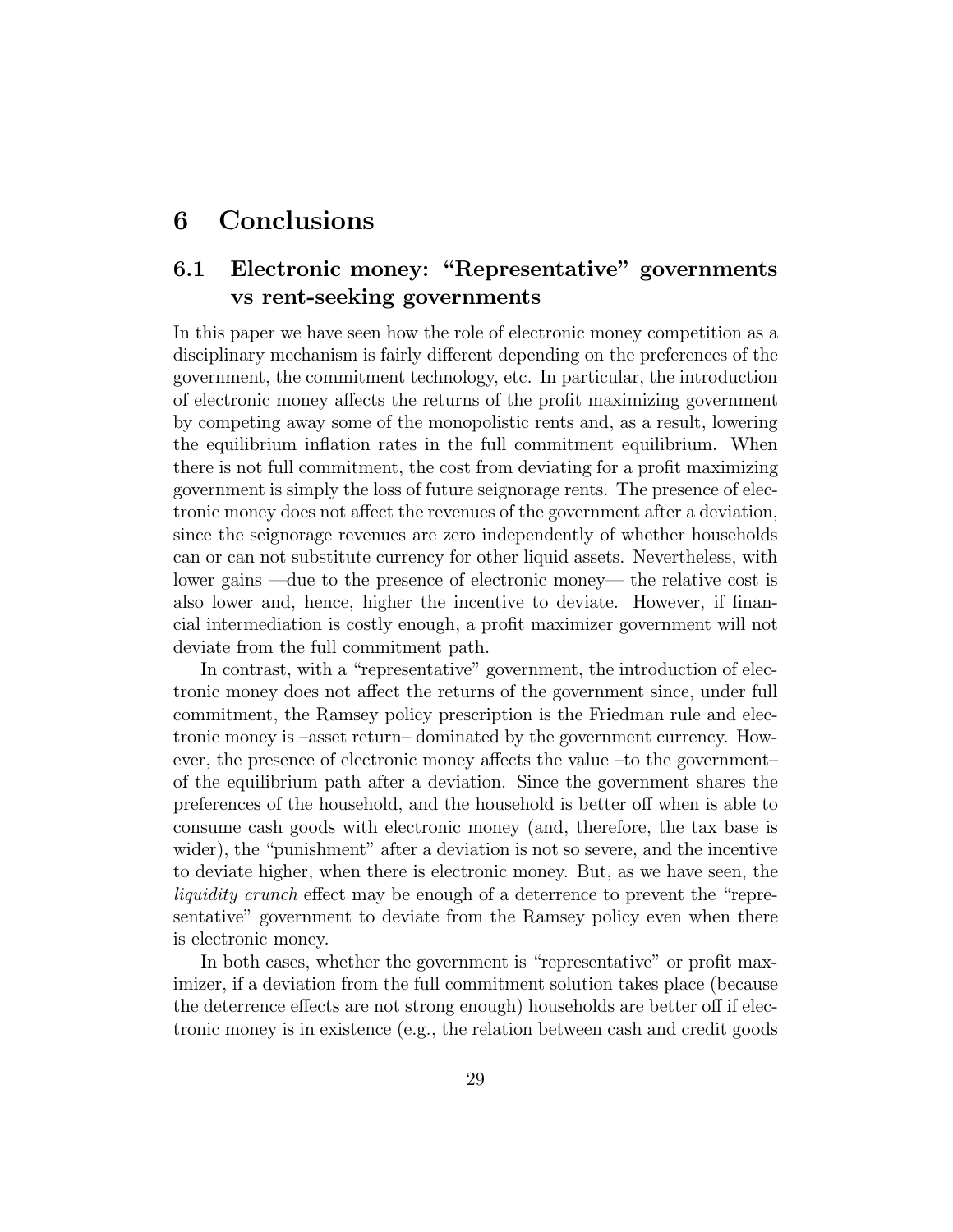# 6 Conclusions

## 6.1 Electronic money: "Representative" governments vs rent-seeking governments

In this paper we have seen how the role of electronic money competition as a disciplinary mechanism is fairly different depending on the preferences of the government, the commitment technology, etc. In particular, the introduction of electronic money affects the returns of the profit maximizing government by competing away some of the monopolistic rents and, as a result, lowering the equilibrium inflation rates in the full commitment equilibrium. When there is not full commitment, the cost from deviating for a profit maximizing government is simply the loss of future seignorage rents. The presence of electronic money does not affect the revenues of the government after a deviation, since the seignorage revenues are zero independently of whether households can or can not substitute currency for other liquid assets. Nevertheless, with lower gains —due to the presence of electronic money— the relative cost is also lower and, hence, higher the incentive to deviate. However, if financial intermediation is costly enough, a profit maximizer government will not deviate from the full commitment path.

In contrast, with a "representative" government, the introduction of electronic money does not affect the returns of the government since, under full commitment, the Ramsey policy prescription is the Friedman rule and electronic money is –asset return– dominated by the government currency. However, the presence of electronic money affects the value –to the government– of the equilibrium path after a deviation. Since the government shares the preferences of the household, and the household is better off when is able to consume cash goods with electronic money (and, therefore, the tax base is wider), the "punishment" after a deviation is not so severe, and the incentive to deviate higher, when there is electronic money. But, as we have seen, the *liquidity crunch* effect may be enough of a deterrence to prevent the "representative" government to deviate from the Ramsey policy even when there is electronic money.

In both cases, whether the government is "representative" or profit maximizer, if a deviation from the full commitment solution takes place (because the deterrence effects are not strong enough) households are better off if electronic money is in existence (e.g., the relation between cash and credit goods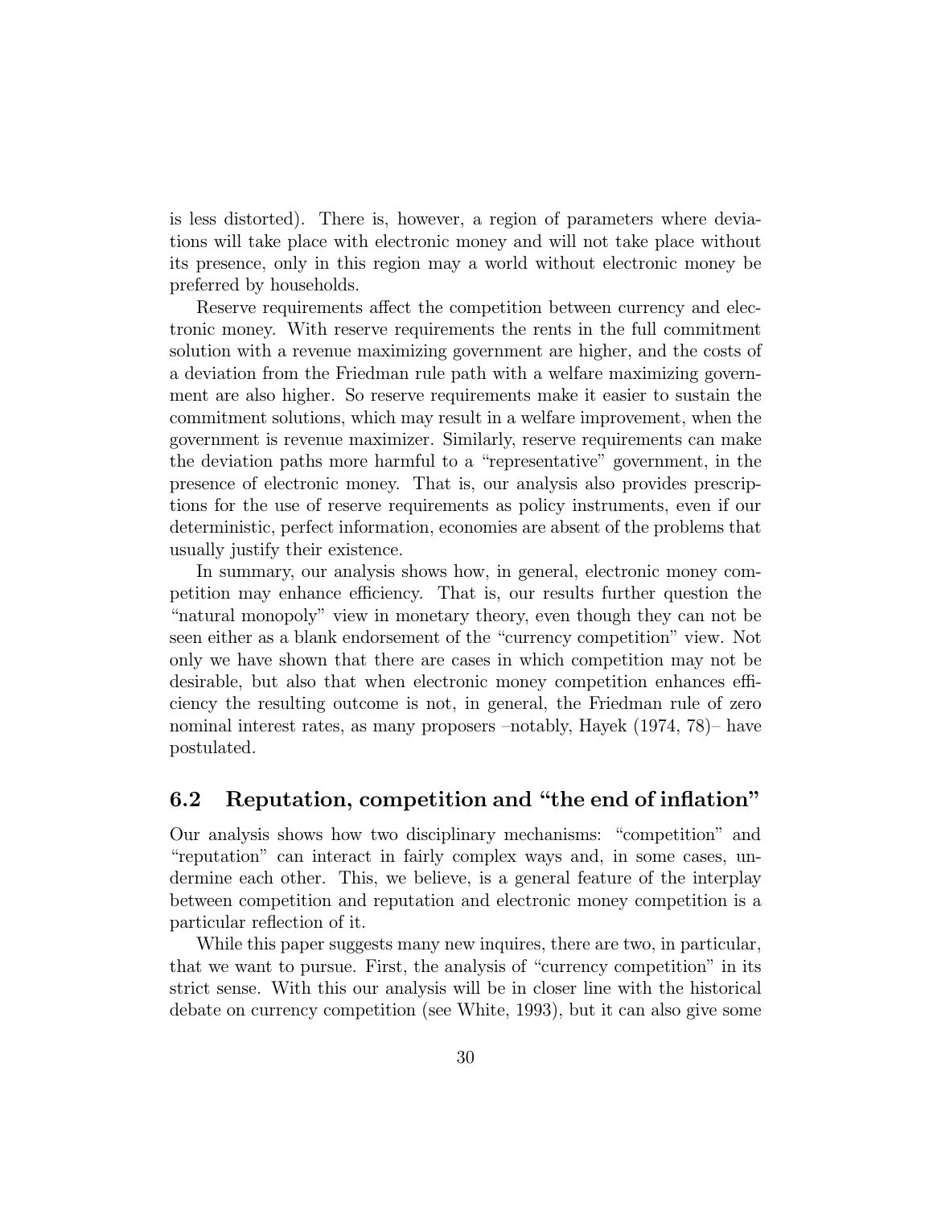is less distorted). There is, however, a region of parameters where deviations will take place with electronic money and will not take place without its presence, only in this region may a world without electronic money be preferred by households.

Reserve requirements affect the competition between currency and electronic money. With reserve requirements the rents in the full commitment solution with a revenue maximizing government are higher, and the costs of a deviation from the Friedman rule path with a welfare maximizing government are also higher. So reserve requirements make it easier to sustain the commitment solutions, which may result in a welfare improvement, when the government is revenue maximizer. Similarly, reserve requirements can make the deviation paths more harmful to a "representative" government, in the presence of electronic money. That is, our analysis also provides prescriptions for the use of reserve requirements as policy instruments, even if our deterministic, perfect information, economies are absent of the problems that usually justify their existence.

In summary, our analysis shows how, in general, electronic money competition may enhance efficiency. That is, our results further question the "natural monopoly" view in monetary theory, even though they can not be seen either as a blank endorsement of the "currency competition" view. Not only we have shown that there are cases in which competition may not be desirable, but also that when electronic money competition enhances efficiency the resulting outcome is not, in general, the Friedman rule of zero nominal interest rates, as many proposers –notably, Hayek (1974, 78)– have postulated.

## 6.2 Reputation, competition and "the end of inflation"

Our analysis shows how two disciplinary mechanisms: "competition" and "reputation" can interact in fairly complex ways and, in some cases, undermine each other. This, we believe, is a general feature of the interplay between competition and reputation and electronic money competition is a particular reflection of it.

While this paper suggests many new inquires, there are two, in particular, that we want to pursue. First, the analysis of "currency competition" in its strict sense. With this our analysis will be in closer line with the historical debate on currency competition (see White, 1993), but it can also give some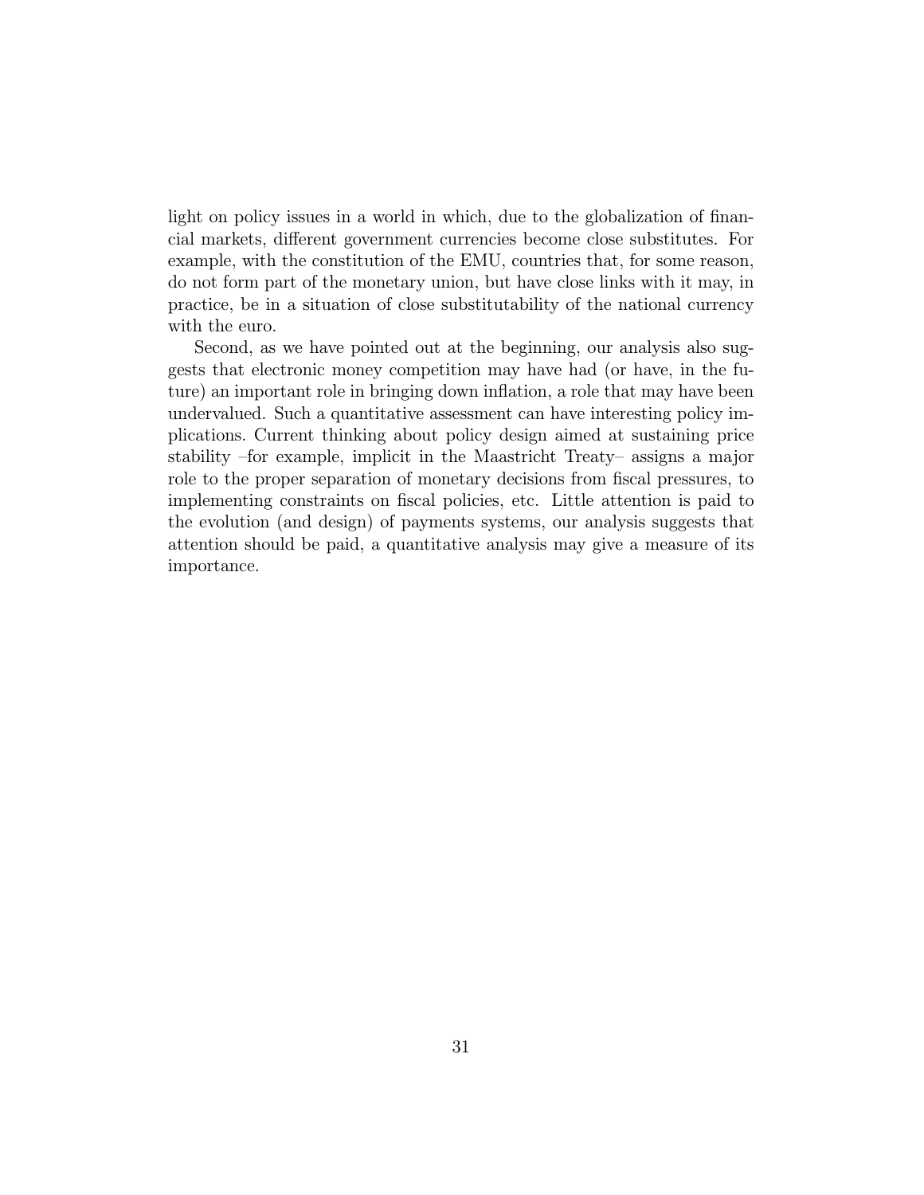light on policy issues in a world in which, due to the globalization of financial markets, different government currencies become close substitutes. For example, with the constitution of the EMU, countries that, for some reason, do not form part of the monetary union, but have close links with it may, in practice, be in a situation of close substitutability of the national currency with the euro.

Second, as we have pointed out at the beginning, our analysis also suggests that electronic money competition may have had (or have, in the future) an important role in bringing down inflation, a role that may have been undervalued. Such a quantitative assessment can have interesting policy implications. Current thinking about policy design aimed at sustaining price stability –for example, implicit in the Maastricht Treaty– assigns a major role to the proper separation of monetary decisions from fiscal pressures, to implementing constraints on fiscal policies, etc. Little attention is paid to the evolution (and design) of payments systems, our analysis suggests that attention should be paid, a quantitative analysis may give a measure of its importance.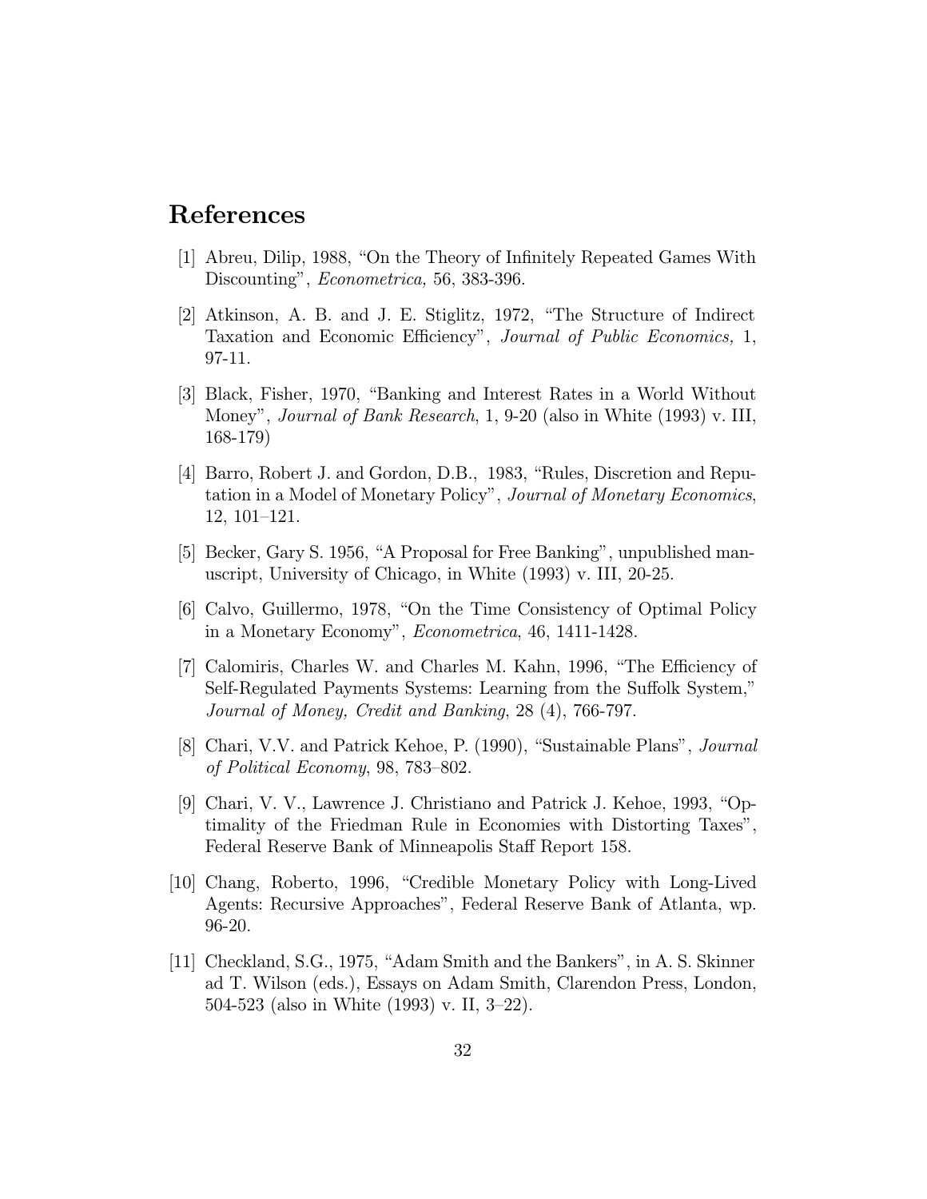# References

[1] Abreu, Dilip, 1988, "On the Theory of Infinitely Repeated Games With Discounting", *Econometrica,* 56, 383-396.

[2] Atkinson, A. B. and J. E. Stiglitz, 1972, "The Structure of Indirect Taxation and Economic Efficiency", *Journal of Public Economics,* 1, 97-11.

[3] Black, Fisher, 1970, "Banking and Interest Rates in a World Without Money", *Journal of Bank Research*, 1, 9-20 (also in White (1993) v. III, 168-179)

[4] Barro, Robert J. and Gordon, D.B., 1983, "Rules, Discretion and Reputation in a Model of Monetary Policy", *Journal of Monetary Economics*, 12, 101–121.

[5] Becker, Gary S. 1956, "A Proposal for Free Banking", unpublished manuscript, University of Chicago, in White (1993) v. III, 20-25.

[6] Calvo, Guillermo, 1978, "On the Time Consistency of Optimal Policy in a Monetary Economy", *Econometrica*, 46, 1411-1428.

[7] Calomiris, Charles W. and Charles M. Kahn, 1996, "The Efficiency of Self-Regulated Payments Systems: Learning from the Suffolk System," *Journal of Money, Credit and Banking*, 28 (4), 766-797.

[8] Chari, V.V. and Patrick Kehoe, P. (1990), "Sustainable Plans", *Journal of Political Economy*, 98, 783–802.

[9] Chari, V. V., Lawrence J. Christiano and Patrick J. Kehoe, 1993, "Optimality of the Friedman Rule in Economies with Distorting Taxes", Federal Reserve Bank of Minneapolis Staff Report 158.

[10] Chang, Roberto, 1996, "Credible Monetary Policy with Long-Lived Agents: Recursive Approaches", Federal Reserve Bank of Atlanta, wp. 96-20.

[11] Checkland, S.G., 1975, "Adam Smith and the Bankers", in A. S. Skinner ad T. Wilson (eds.), Essays on Adam Smith, Clarendon Press, London, 504-523 (also in White (1993) v. II, 3–22).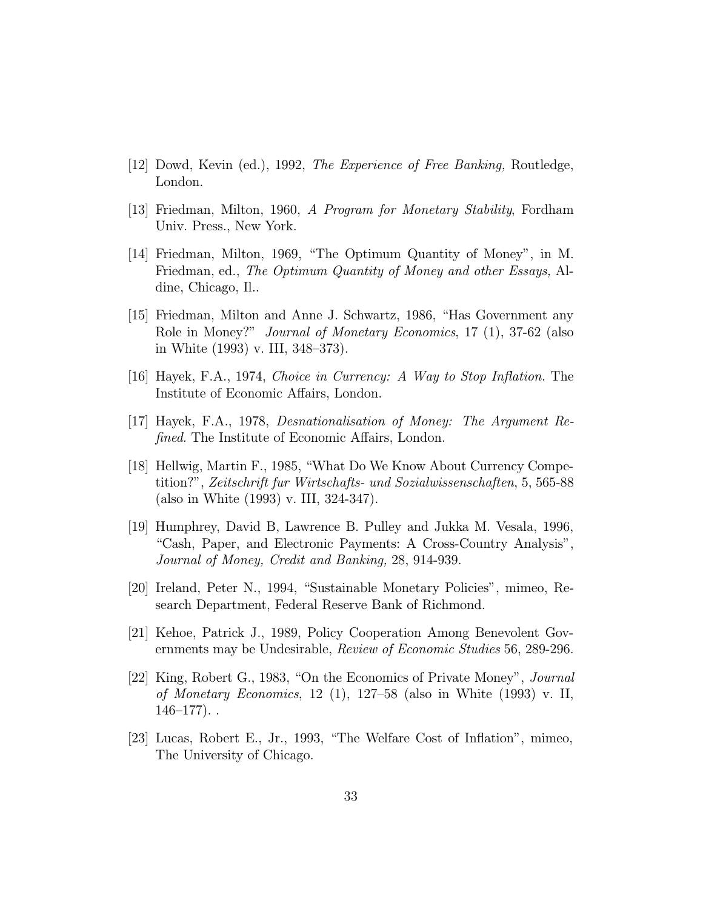[12] Dowd, Kevin (ed.), 1992, *The Experience of Free Banking,* Routledge, London.

[13] Friedman, Milton, 1960, *A Program for Monetary Stability*, Fordham Univ. Press., New York.

[14] Friedman, Milton, 1969, "The Optimum Quantity of Money", in M. Friedman, ed., *The Optimum Quantity of Money and other Essays,* Aldine, Chicago, Il..

[15] Friedman, Milton and Anne J. Schwartz, 1986, "Has Government any Role in Money?" *Journal of Monetary Economics*, 17 (1), 37-62 (also in White (1993) v. III, 348–373).

[16] Hayek, F.A., 1974, *Choice in Currency: A Way to Stop Inflation*. The Institute of Economic Affairs, London.

[17] Hayek, F.A., 1978, *Desnationalisation of Money: The Argument Refined*. The Institute of Economic Affairs, London.

[18] Hellwig, Martin F., 1985, "What Do We Know About Currency Competition?", *Zeitschrift fur Wirtschafts- und Sozialwissenschaften*, 5, 565-88 (also in White (1993) v. III, 324-347).

[19] Humphrey, David B, Lawrence B. Pulley and Jukka M. Vesala, 1996, "Cash, Paper, and Electronic Payments: A Cross-Country Analysis", *Journal of Money, Credit and Banking,* 28, 914-939.

[20] Ireland, Peter N., 1994, "Sustainable Monetary Policies", mimeo, Research Department, Federal Reserve Bank of Richmond.

[21] Kehoe, Patrick J., 1989, Policy Cooperation Among Benevolent Governments may be Undesirable, *Review of Economic Studies* 56, 289-296.

[22] King, Robert G., 1983, "On the Economics of Private Money", *Journal of Monetary Economics*, 12 (1), 127–58 (also in White (1993) v. II, 146–177). .

[23] Lucas, Robert E., Jr., 1993, "The Welfare Cost of Inflation", mimeo, The University of Chicago.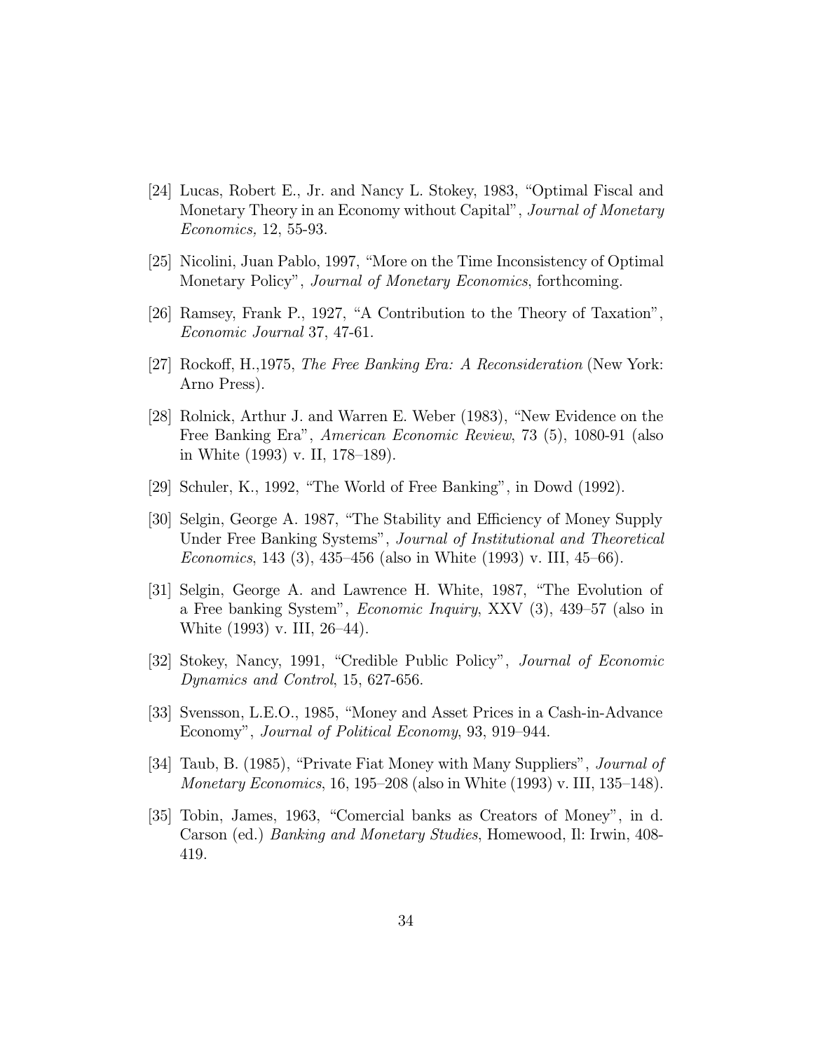[24] Lucas, Robert E., Jr. and Nancy L. Stokey, 1983, "Optimal Fiscal and Monetary Theory in an Economy without Capital", *Journal of Monetary Economics,* 12, 55-93.

[25] Nicolini, Juan Pablo, 1997, "More on the Time Inconsistency of Optimal Monetary Policy", *Journal of Monetary Economics*, forthcoming.

[26] Ramsey, Frank P., 1927, "A Contribution to the Theory of Taxation", *Economic Journal* 37, 47-61.

[27] Rockoff, H.,1975, *The Free Banking Era: A Reconsideration* (New York: Arno Press).

[28] Rolnick, Arthur J. and Warren E. Weber (1983), "New Evidence on the Free Banking Era", *American Economic Review*, 73 (5), 1080-91 (also in White (1993) v. II, 178–189).

[29] Schuler, K., 1992, "The World of Free Banking", in Dowd (1992).

[30] Selgin, George A. 1987, "The Stability and Efficiency of Money Supply Under Free Banking Systems", *Journal of Institutional and Theoretical Economics*, 143 (3), 435–456 (also in White (1993) v. III, 45–66).

[31] Selgin, George A. and Lawrence H. White, 1987, "The Evolution of a Free banking System", *Economic Inquiry*, XXV (3), 439–57 (also in White (1993) v. III, 26–44).

[32] Stokey, Nancy, 1991, "Credible Public Policy", *Journal of Economic Dynamics and Control*, 15, 627-656.

[33] Svensson, L.E.O., 1985, "Money and Asset Prices in a Cash-in-Advance Economy", *Journal of Political Economy*, 93, 919–944.

[34] Taub, B. (1985), "Private Fiat Money with Many Suppliers", *Journal of Monetary Economics*, 16, 195–208 (also in White (1993) v. III, 135–148).

[35] Tobin, James, 1963, "Comercial banks as Creators of Money", in d. Carson (ed.) *Banking and Monetary Studies*, Homewood, Il: Irwin, 408-419.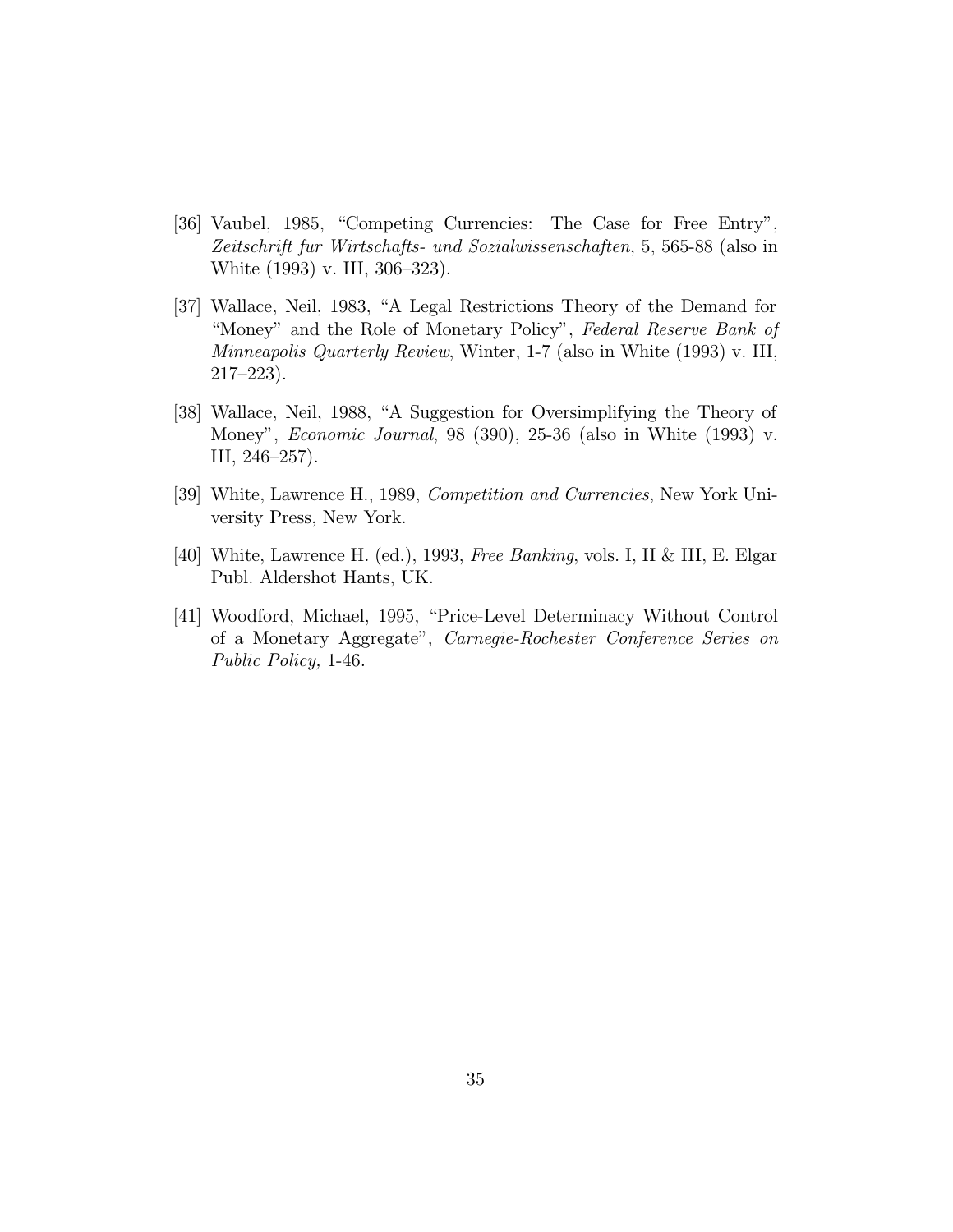[36] Vaubel, 1985, "Competing Currencies: The Case for Free Entry", *Zeitschrift fur Wirtschafts- und Sozialwissenschaften*, 5, 565-88 (also in White (1993) v. III, 306–323).

[37] Wallace, Neil, 1983, "A Legal Restrictions Theory of the Demand for "Money" and the Role of Monetary Policy", *Federal Reserve Bank of Minneapolis Quarterly Review*, Winter, 1-7 (also in White (1993) v. III, 217–223).

[38] Wallace, Neil, 1988, "A Suggestion for Oversimplifying the Theory of Money", *Economic Journal*, 98 (390), 25-36 (also in White (1993) v. III, 246–257).

[39] White, Lawrence H., 1989, *Competition and Currencies*, New York University Press, New York.

[40] White, Lawrence H. (ed.), 1993, *Free Banking*, vols. I, II & III, E. Elgar Publ. Aldershot Hants, UK.

[41] Woodford, Michael, 1995, "Price-Level Determinacy Without Control of a Monetary Aggregate", *Carnegie-Rochester Conference Series on Public Policy,* 1-46.